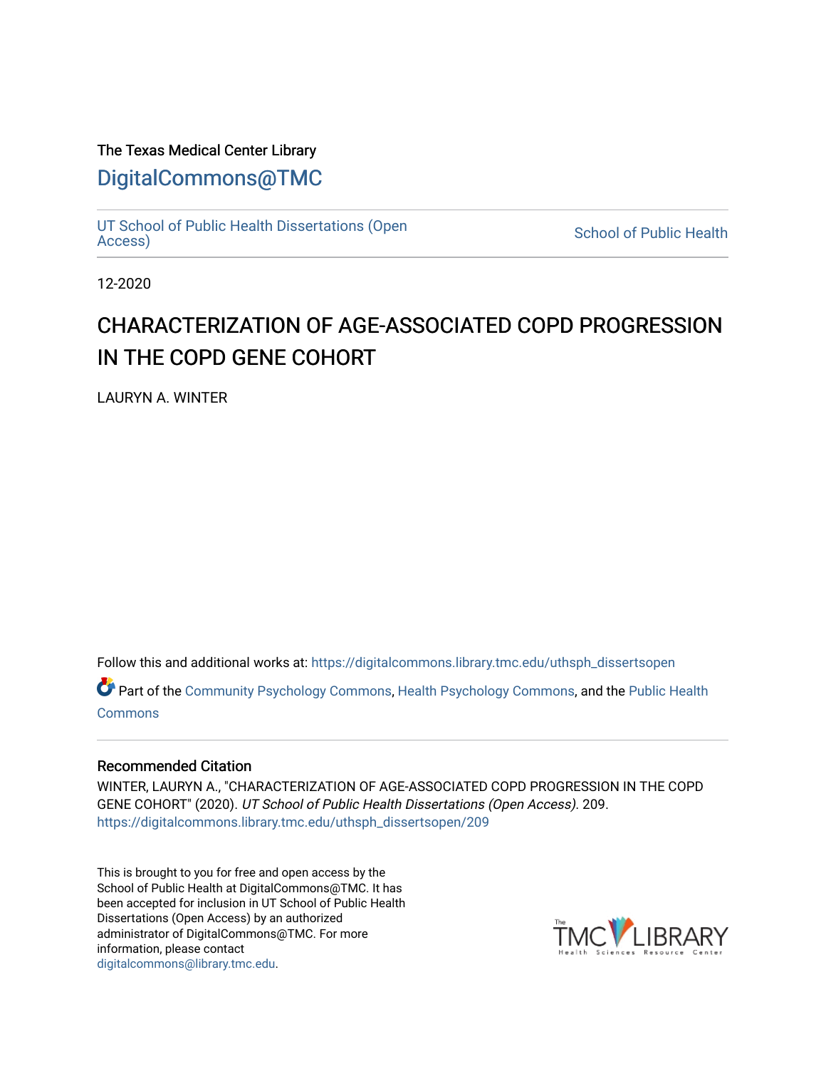The Texas Medical Center Library

# DigitalCommons@TMC

UT School of Public Health Dissertations (Open Access) | School of Public Health

12-2020

# CHARACTERIZATION OF AGE-ASSOCIATED COPD PROGRESSION IN THE COPD GENE COHORT

LAURYN A. WINTER

Follow this and additional works at: https://digitalcommons.library.tmc.edu/uthsph_dissertsopen

Part of the Community Psychology Commons, Health Psychology Commons, and the Public Health Commons

## Recommended Citation

WINTER, LAURYN A., "CHARACTERIZATION OF AGE-ASSOCIATED COPD PROGRESSION IN THE COPD GENE COHORT" (2020). *UT School of Public Health Dissertations (Open Access)*. 209.
https://digitalcommons.library.tmc.edu/uthsph_dissertsopen/209

This is brought to you for free and open access by the School of Public Health at DigitalCommons@TMC. It has been accepted for inclusion in UT School of Public Health Dissertations (Open Access) by an authorized administrator of DigitalCommons@TMC. For more information, please contact digitalcommons@library.tmc.edu.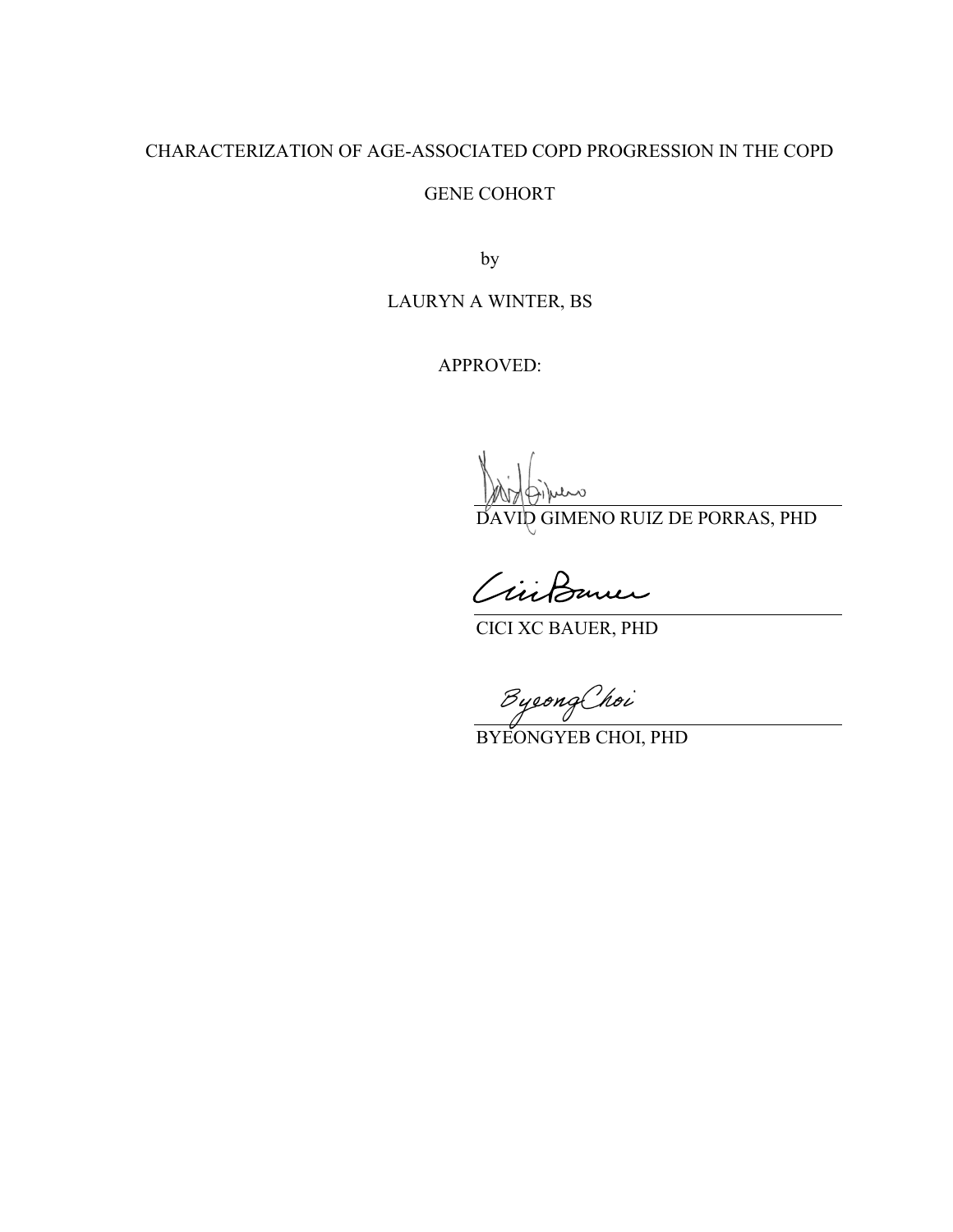CHARACTERIZATION OF AGE-ASSOCIATED COPD PROGRESSION IN THE COPD GENE COHORT

by

LAURYN A WINTER, BS

APPROVED:

DAVID GIMENO RUIZ DE PORRAS, PHD

CICI XC BAUER, PHD

BYEONGYEB CHOI, PHD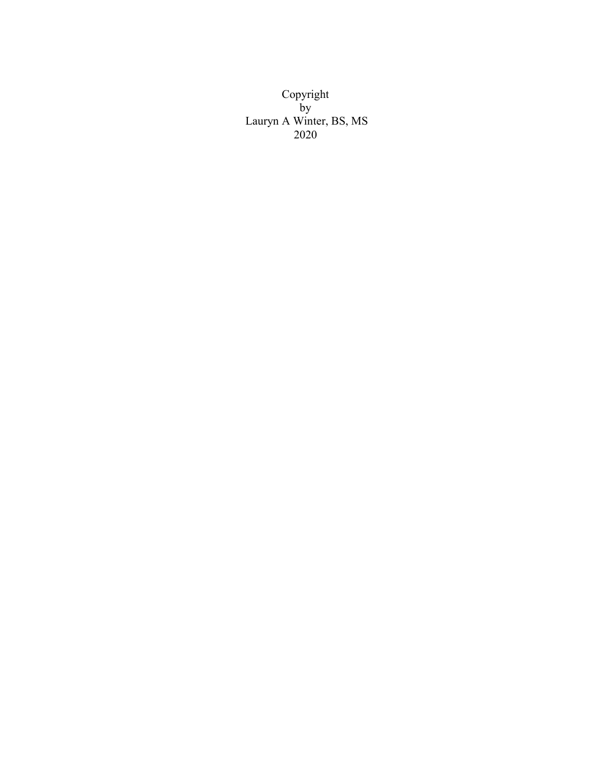Copyright
by
Lauryn A Winter, BS, MS
2020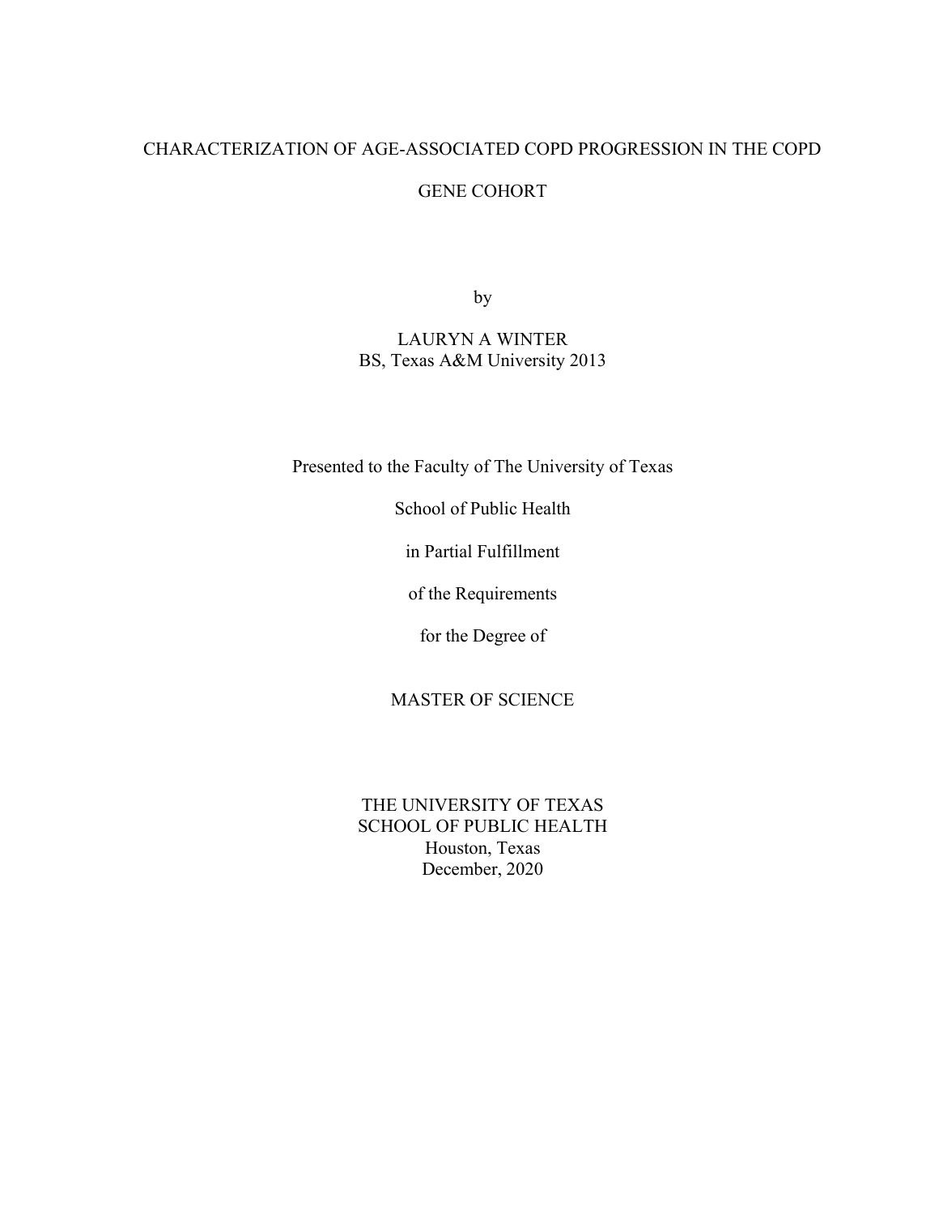# CHARACTERIZATION OF AGE-ASSOCIATED COPD PROGRESSION IN THE COPD GENE COHORT

by

LAURYN A WINTER
BS, Texas A&M University 2013

Presented to the Faculty of The University of Texas

School of Public Health

in Partial Fulfillment

of the Requirements

for the Degree of

MASTER OF SCIENCE

THE UNIVERSITY OF TEXAS
SCHOOL OF PUBLIC HEALTH
Houston, Texas
December, 2020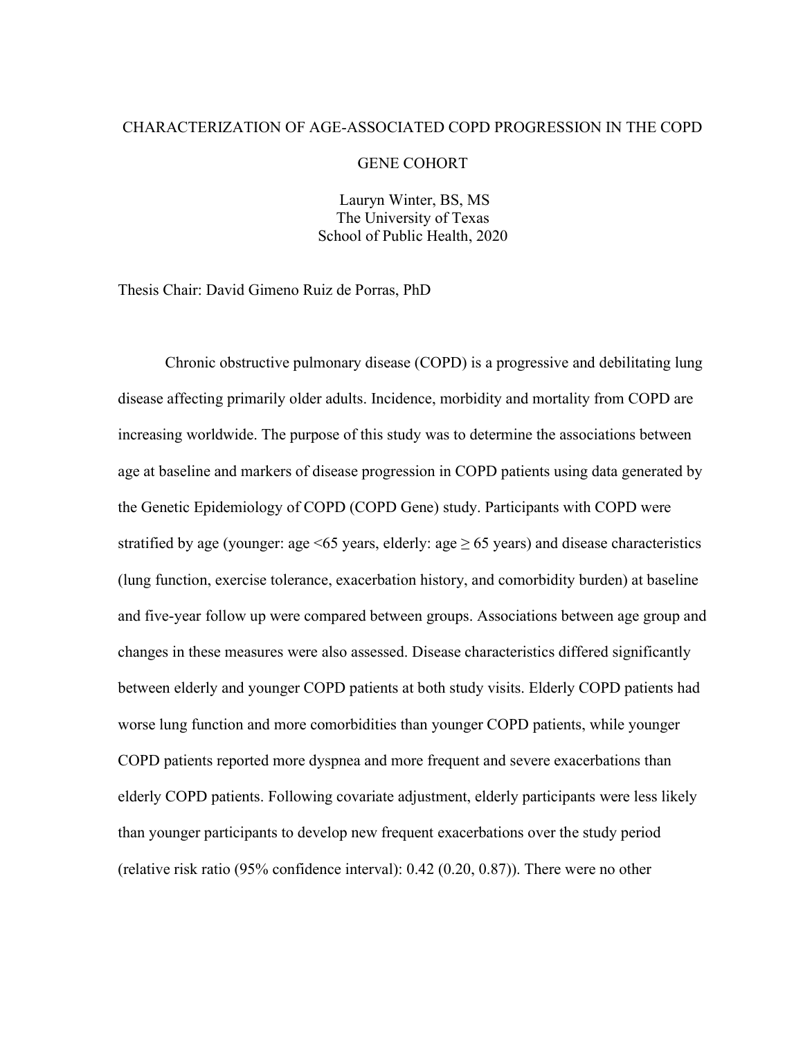CHARACTERIZATION OF AGE-ASSOCIATED COPD PROGRESSION IN THE COPD GENE COHORT

Lauryn Winter, BS, MS
The University of Texas
School of Public Health, 2020

Thesis Chair: David Gimeno Ruiz de Porras, PhD

Chronic obstructive pulmonary disease (COPD) is a progressive and debilitating lung disease affecting primarily older adults. Incidence, morbidity and mortality from COPD are increasing worldwide. The purpose of this study was to determine the associations between age at baseline and markers of disease progression in COPD patients using data generated by the Genetic Epidemiology of COPD (COPD Gene) study. Participants with COPD were stratified by age (younger: age <65 years, elderly: age ≥ 65 years) and disease characteristics (lung function, exercise tolerance, exacerbation history, and comorbidity burden) at baseline and five-year follow up were compared between groups. Associations between age group and changes in these measures were also assessed. Disease characteristics differed significantly between elderly and younger COPD patients at both study visits. Elderly COPD patients had worse lung function and more comorbidities than younger COPD patients, while younger COPD patients reported more dyspnea and more frequent and severe exacerbations than elderly COPD patients. Following covariate adjustment, elderly participants were less likely than younger participants to develop new frequent exacerbations over the study period (relative risk ratio (95% confidence interval): 0.42 (0.20, 0.87)). There were no other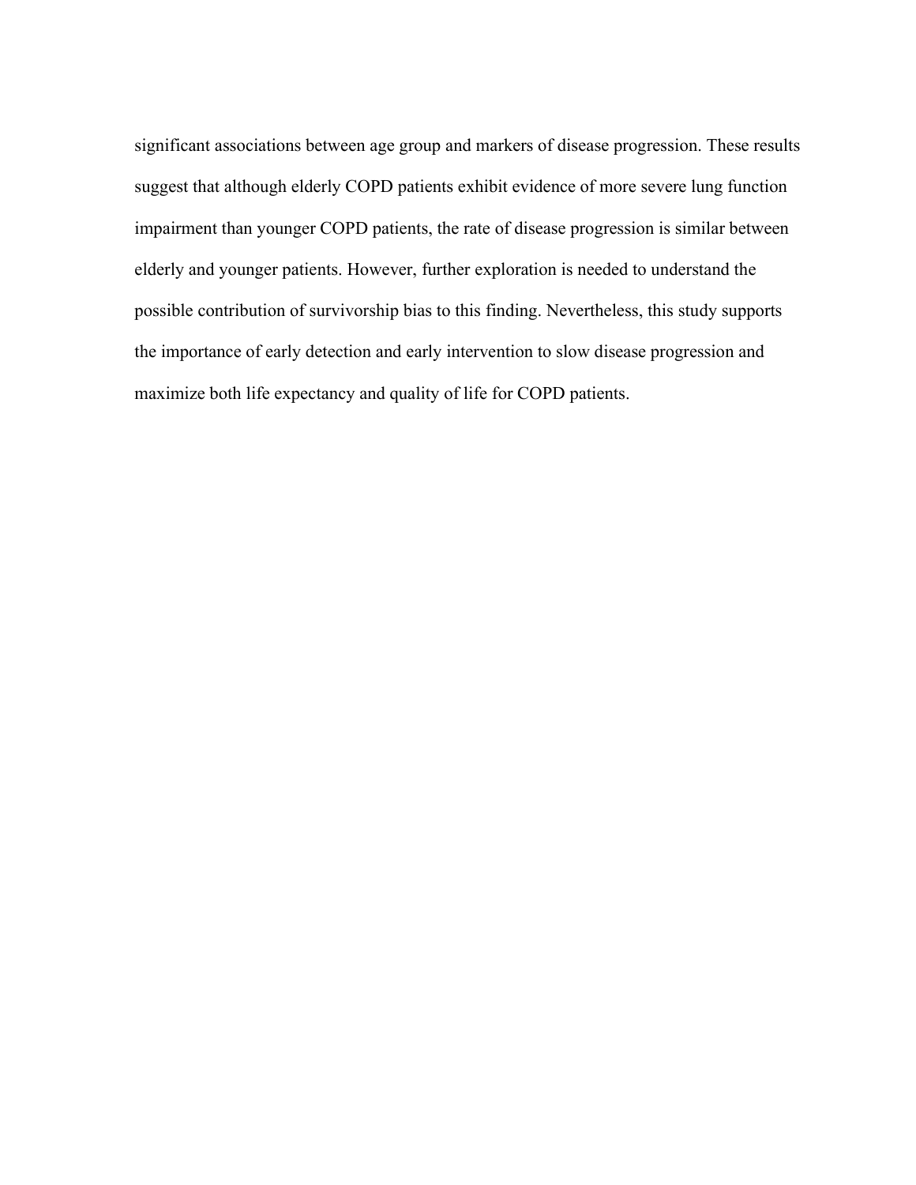significant associations between age group and markers of disease progression. These results suggest that although elderly COPD patients exhibit evidence of more severe lung function impairment than younger COPD patients, the rate of disease progression is similar between elderly and younger patients. However, further exploration is needed to understand the possible contribution of survivorship bias to this finding. Nevertheless, this study supports the importance of early detection and early intervention to slow disease progression and maximize both life expectancy and quality of life for COPD patients.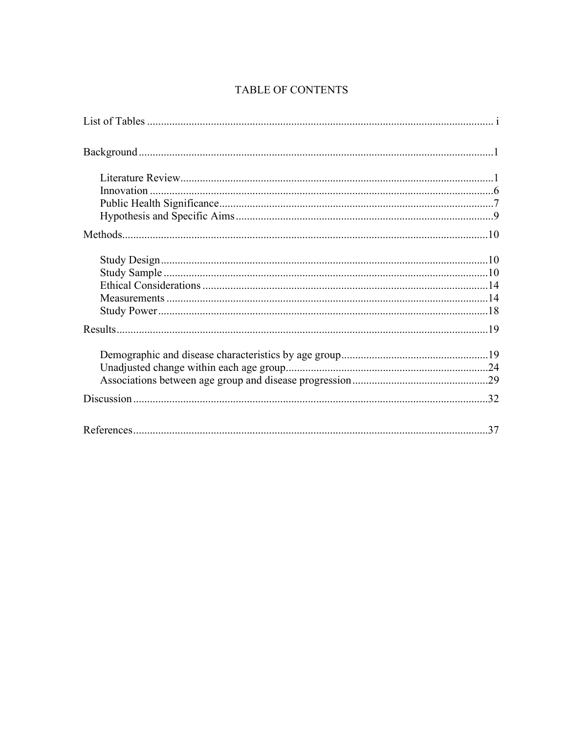# TABLE OF CONTENTS

List of Tables ........................................................................................................................ i

Background ..........................................................................................................................1

- Literature Review..........................................................................................................1
- Innovation .....................................................................................................................6
- Public Health Significance.............................................................................................7
- Hypothesis and Specific Aims .......................................................................................9

Methods...............................................................................................................................10

- Study Design ...............................................................................................................10
- Study Sample ..............................................................................................................10
- Ethical Considerations .................................................................................................14
- Measurements .............................................................................................................14
- Study Power ................................................................................................................18

Results.................................................................................................................................19

- Demographic and disease characteristics by age group.................................................19
- Unadjusted change within each age group....................................................................24
- Associations between age group and disease progression.............................................29

Discussion ...........................................................................................................................32

References...........................................................................................................................37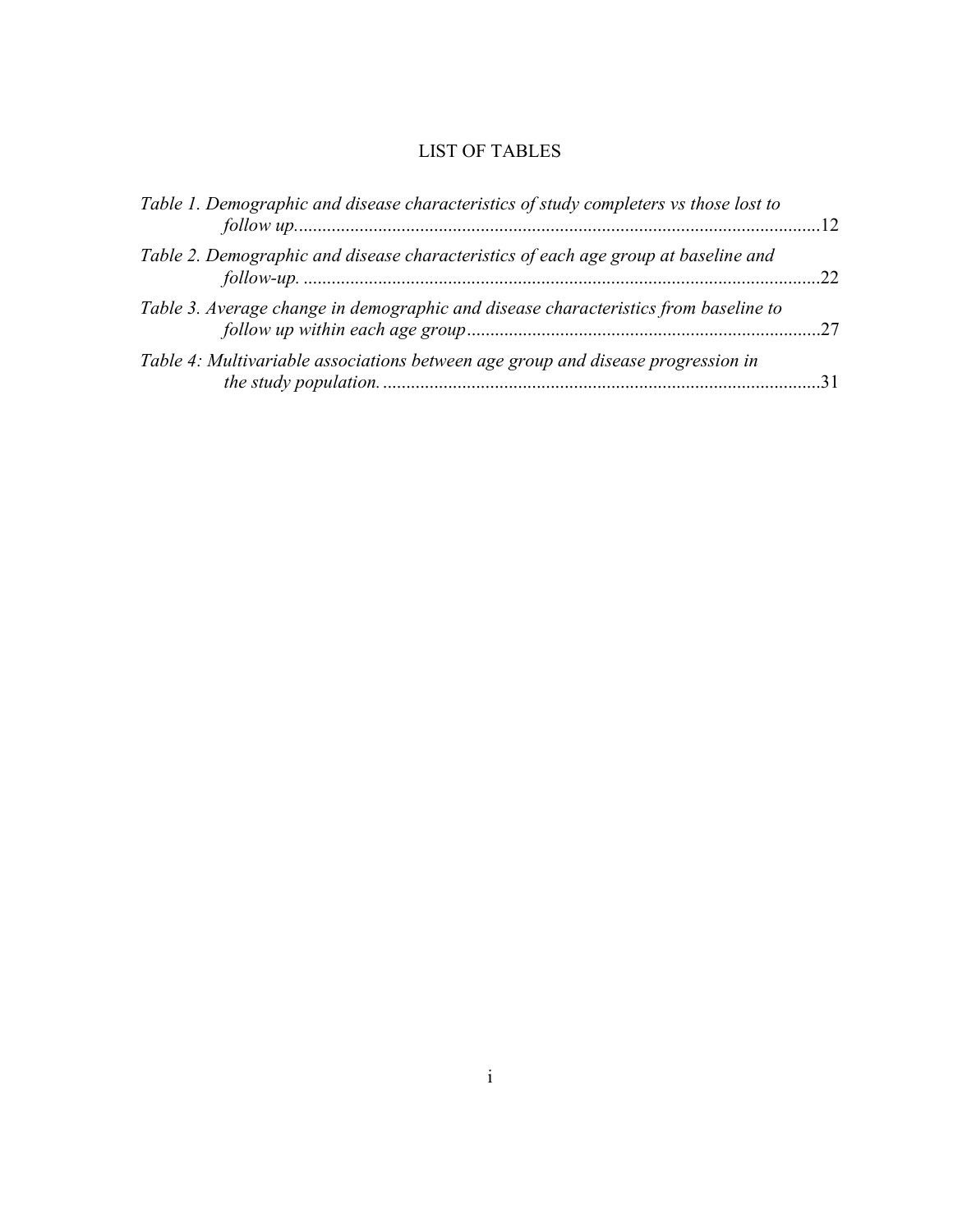# LIST OF TABLES

*Table 1. Demographic and disease characteristics of study completers vs those lost to follow up.* ........ 12

*Table 2. Demographic and disease characteristics of each age group at baseline and follow-up.* ........ 22

*Table 3. Average change in demographic and disease characteristics from baseline to follow up within each age group* ........ 27

*Table 4: Multivariable associations between age group and disease progression in the study population.* ........ 31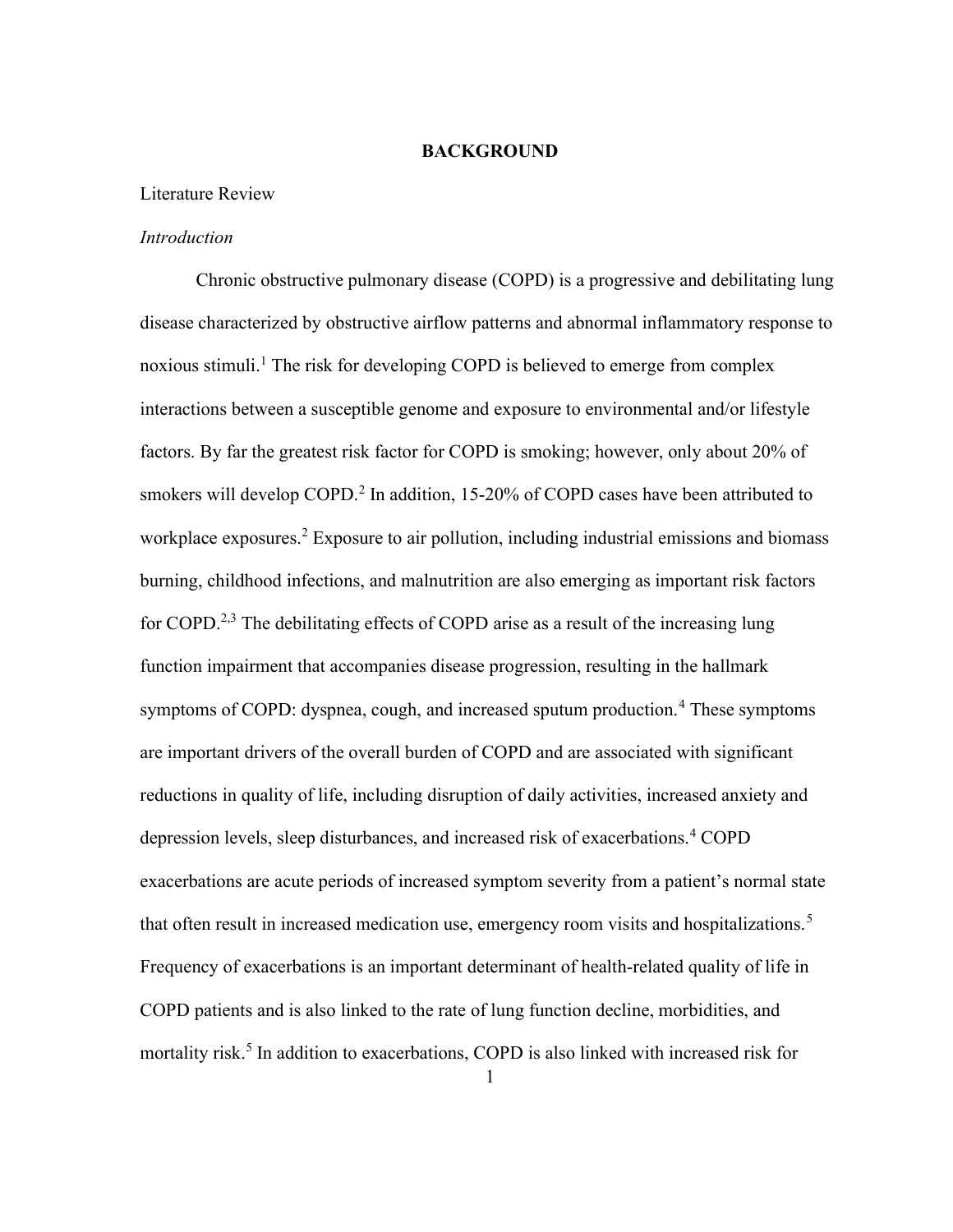# BACKGROUND

## Literature Review

### *Introduction*

Chronic obstructive pulmonary disease (COPD) is a progressive and debilitating lung disease characterized by obstructive airflow patterns and abnormal inflammatory response to noxious stimuli.[1] The risk for developing COPD is believed to emerge from complex interactions between a susceptible genome and exposure to environmental and/or lifestyle factors. By far the greatest risk factor for COPD is smoking; however, only about 20% of smokers will develop COPD.[2] In addition, 15-20% of COPD cases have been attributed to workplace exposures.[2] Exposure to air pollution, including industrial emissions and biomass burning, childhood infections, and malnutrition are also emerging as important risk factors for COPD.[2,3] The debilitating effects of COPD arise as a result of the increasing lung function impairment that accompanies disease progression, resulting in the hallmark symptoms of COPD: dyspnea, cough, and increased sputum production.[4] These symptoms are important drivers of the overall burden of COPD and are associated with significant reductions in quality of life, including disruption of daily activities, increased anxiety and depression levels, sleep disturbances, and increased risk of exacerbations.[4] COPD exacerbations are acute periods of increased symptom severity from a patient's normal state that often result in increased medication use, emergency room visits and hospitalizations.[5] Frequency of exacerbations is an important determinant of health-related quality of life in COPD patients and is also linked to the rate of lung function decline, morbidities, and mortality risk.[5] In addition to exacerbations, COPD is also linked with increased risk for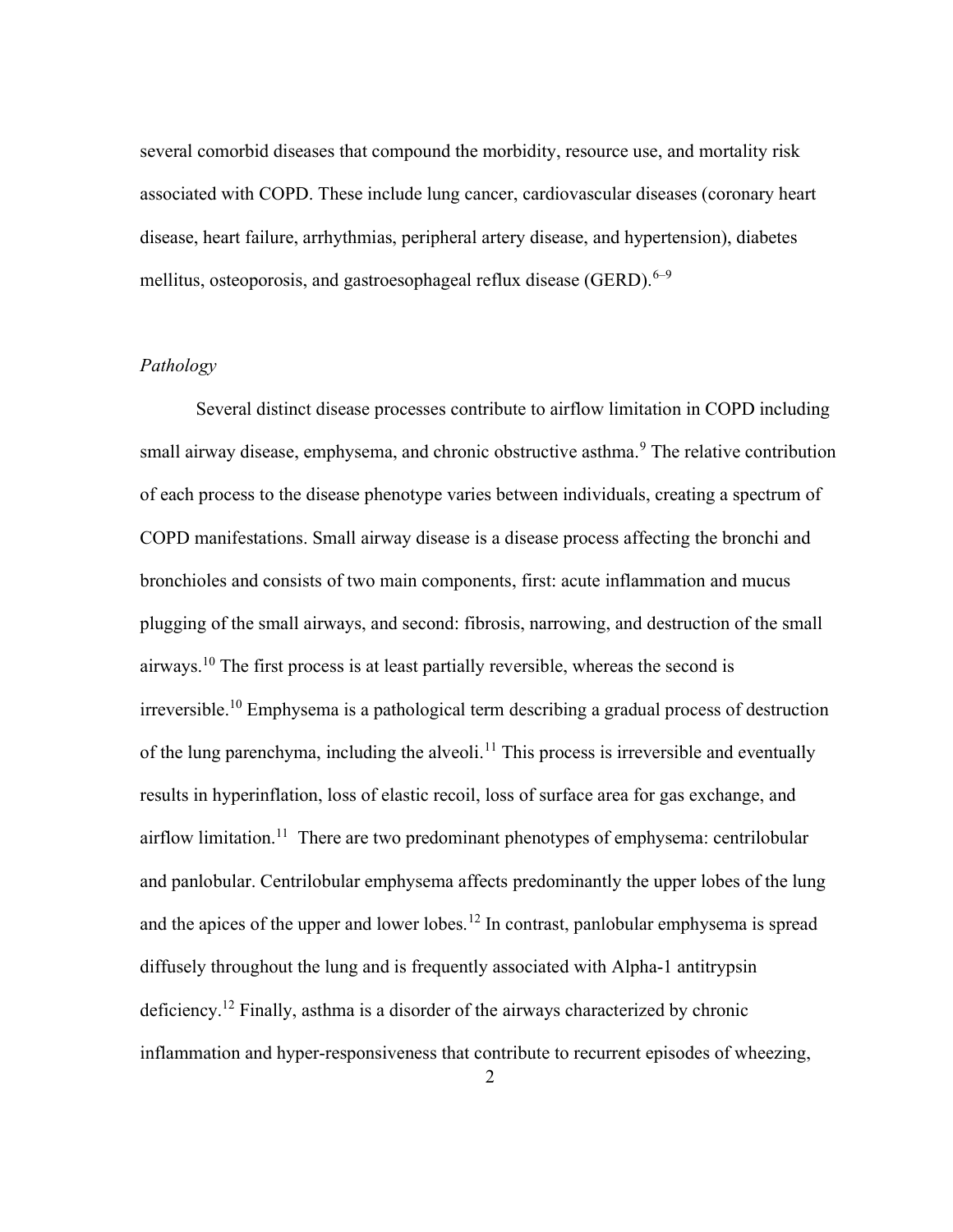several comorbid diseases that compound the morbidity, resource use, and mortality risk associated with COPD. These include lung cancer, cardiovascular diseases (coronary heart disease, heart failure, arrhythmias, peripheral artery disease, and hypertension), diabetes mellitus, osteoporosis, and gastroesophageal reflux disease (GERD).[6–9]

### *Pathology*

Several distinct disease processes contribute to airflow limitation in COPD including small airway disease, emphysema, and chronic obstructive asthma.[9] The relative contribution of each process to the disease phenotype varies between individuals, creating a spectrum of COPD manifestations. Small airway disease is a disease process affecting the bronchi and bronchioles and consists of two main components, first: acute inflammation and mucus plugging of the small airways, and second: fibrosis, narrowing, and destruction of the small airways.[10] The first process is at least partially reversible, whereas the second is irreversible.[10] Emphysema is a pathological term describing a gradual process of destruction of the lung parenchyma, including the alveoli.[11] This process is irreversible and eventually results in hyperinflation, loss of elastic recoil, loss of surface area for gas exchange, and airflow limitation.[11] There are two predominant phenotypes of emphysema: centrilobular and panlobular. Centrilobular emphysema affects predominantly the upper lobes of the lung and the apices of the upper and lower lobes.[12] In contrast, panlobular emphysema is spread diffusely throughout the lung and is frequently associated with Alpha-1 antitrypsin deficiency.[12] Finally, asthma is a disorder of the airways characterized by chronic inflammation and hyper-responsiveness that contribute to recurrent episodes of wheezing,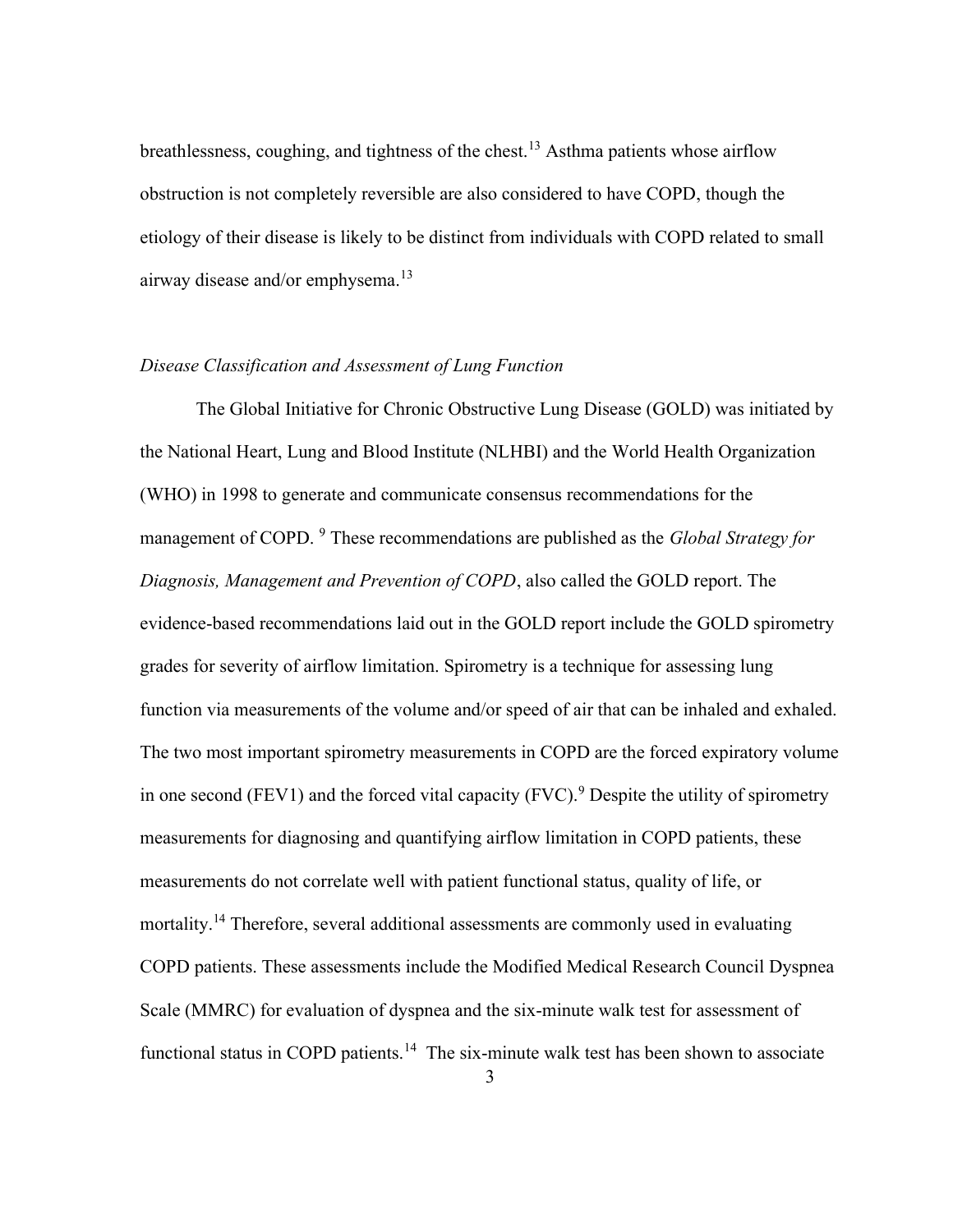breathlessness, coughing, and tightness of the chest.[13] Asthma patients whose airflow obstruction is not completely reversible are also considered to have COPD, though the etiology of their disease is likely to be distinct from individuals with COPD related to small airway disease and/or emphysema.[13]

### *Disease Classification and Assessment of Lung Function*

The Global Initiative for Chronic Obstructive Lung Disease (GOLD) was initiated by the National Heart, Lung and Blood Institute (NLHBI) and the World Health Organization (WHO) in 1998 to generate and communicate consensus recommendations for the management of COPD. [9] These recommendations are published as the *Global Strategy for Diagnosis, Management and Prevention of COPD*, also called the GOLD report. The evidence-based recommendations laid out in the GOLD report include the GOLD spirometry grades for severity of airflow limitation. Spirometry is a technique for assessing lung function via measurements of the volume and/or speed of air that can be inhaled and exhaled. The two most important spirometry measurements in COPD are the forced expiratory volume in one second (FEV1) and the forced vital capacity (FVC).[9] Despite the utility of spirometry measurements for diagnosing and quantifying airflow limitation in COPD patients, these measurements do not correlate well with patient functional status, quality of life, or mortality.[14] Therefore, several additional assessments are commonly used in evaluating COPD patients. These assessments include the Modified Medical Research Council Dyspnea Scale (MMRC) for evaluation of dyspnea and the six-minute walk test for assessment of functional status in COPD patients.[14] The six-minute walk test has been shown to associate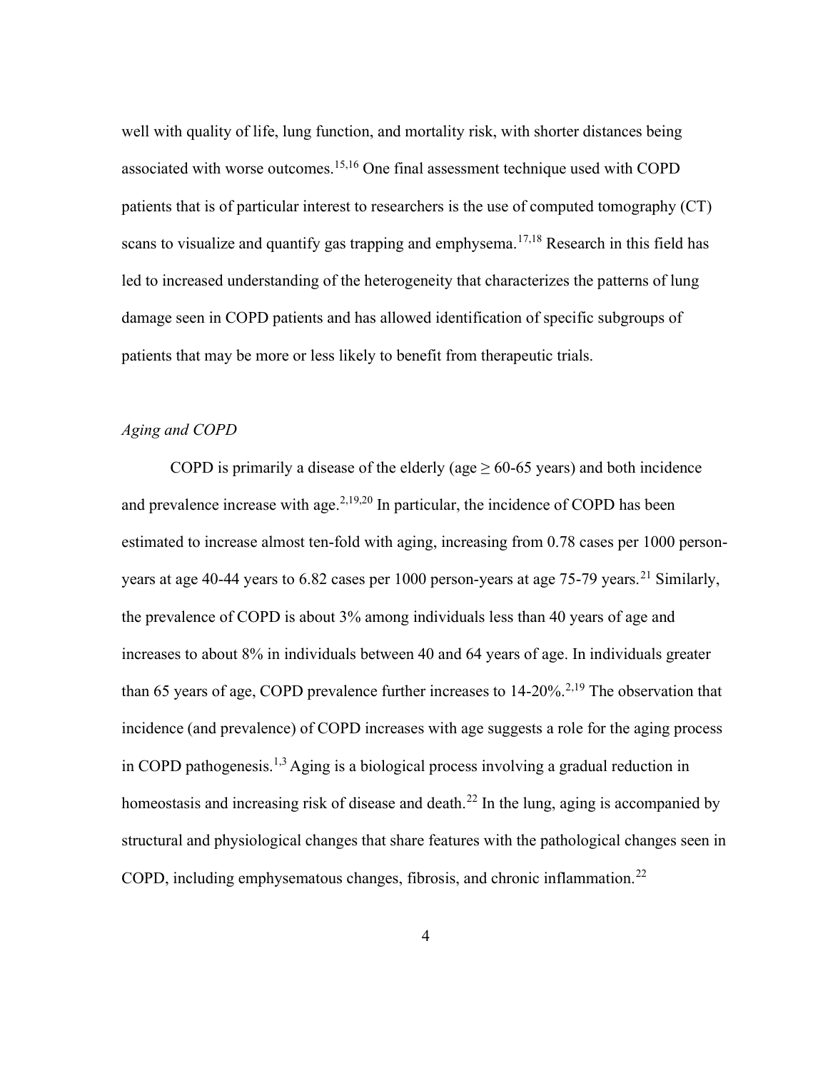well with quality of life, lung function, and mortality risk, with shorter distances being associated with worse outcomes.[15,16] One final assessment technique used with COPD patients that is of particular interest to researchers is the use of computed tomography (CT) scans to visualize and quantify gas trapping and emphysema.[17,18] Research in this field has led to increased understanding of the heterogeneity that characterizes the patterns of lung damage seen in COPD patients and has allowed identification of specific subgroups of patients that may be more or less likely to benefit from therapeutic trials.

### *Aging and COPD*

COPD is primarily a disease of the elderly (age $\geq$ 60-65 years) and both incidence and prevalence increase with age.[2,19,20] In particular, the incidence of COPD has been estimated to increase almost ten-fold with aging, increasing from 0.78 cases per 1000 person-years at age 40-44 years to 6.82 cases per 1000 person-years at age 75-79 years.[21] Similarly, the prevalence of COPD is about 3% among individuals less than 40 years of age and increases to about 8% in individuals between 40 and 64 years of age. In individuals greater than 65 years of age, COPD prevalence further increases to 14-20%.[2,19] The observation that incidence (and prevalence) of COPD increases with age suggests a role for the aging process in COPD pathogenesis.[1,3] Aging is a biological process involving a gradual reduction in homeostasis and increasing risk of disease and death.[22] In the lung, aging is accompanied by structural and physiological changes that share features with the pathological changes seen in COPD, including emphysematous changes, fibrosis, and chronic inflammation.[22]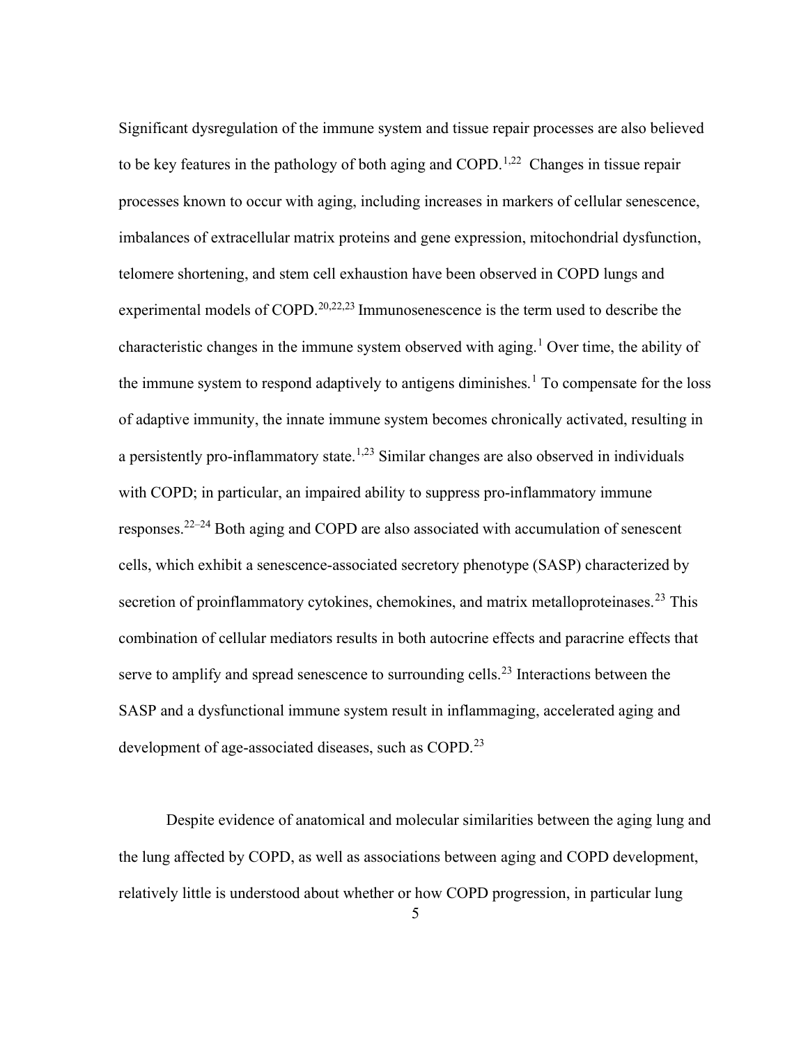Significant dysregulation of the immune system and tissue repair processes are also believed to be key features in the pathology of both aging and COPD.[1,22] Changes in tissue repair processes known to occur with aging, including increases in markers of cellular senescence, imbalances of extracellular matrix proteins and gene expression, mitochondrial dysfunction, telomere shortening, and stem cell exhaustion have been observed in COPD lungs and experimental models of COPD.[20,22,23] Immunosenescence is the term used to describe the characteristic changes in the immune system observed with aging.[1] Over time, the ability of the immune system to respond adaptively to antigens diminishes.[1] To compensate for the loss of adaptive immunity, the innate immune system becomes chronically activated, resulting in a persistently pro-inflammatory state.[1,23] Similar changes are also observed in individuals with COPD; in particular, an impaired ability to suppress pro-inflammatory immune responses.[22–24] Both aging and COPD are also associated with accumulation of senescent cells, which exhibit a senescence-associated secretory phenotype (SASP) characterized by secretion of proinflammatory cytokines, chemokines, and matrix metalloproteinases.[23] This combination of cellular mediators results in both autocrine effects and paracrine effects that serve to amplify and spread senescence to surrounding cells.[23] Interactions between the SASP and a dysfunctional immune system result in inflammaging, accelerated aging and development of age-associated diseases, such as COPD.[23]

Despite evidence of anatomical and molecular similarities between the aging lung and the lung affected by COPD, as well as associations between aging and COPD development, relatively little is understood about whether or how COPD progression, in particular lung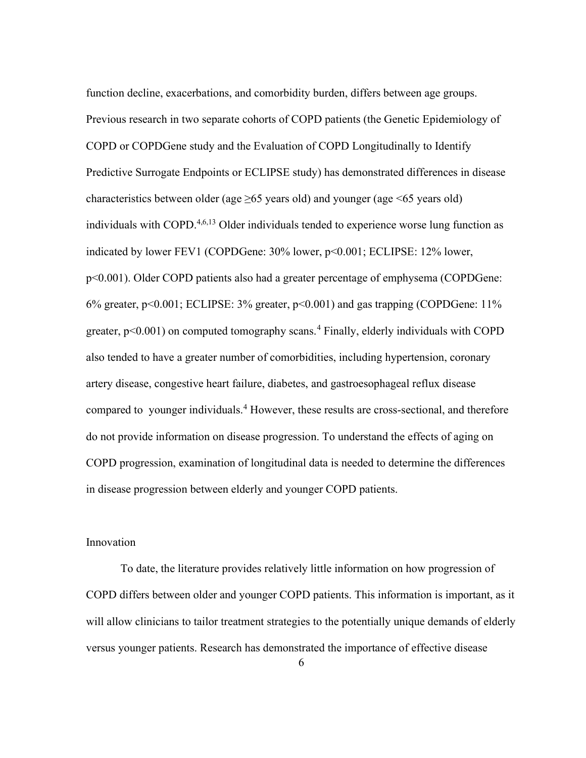function decline, exacerbations, and comorbidity burden, differs between age groups. Previous research in two separate cohorts of COPD patients (the Genetic Epidemiology of COPD or COPDGene study and the Evaluation of COPD Longitudinally to Identify Predictive Surrogate Endpoints or ECLIPSE study) has demonstrated differences in disease characteristics between older (age $\geq$65 years old) and younger (age <65 years old) individuals with COPD.[4,6,13] Older individuals tended to experience worse lung function as indicated by lower FEV1 (COPDGene: 30% lower, $p<0.001$; ECLIPSE: 12% lower, $p<0.001$). Older COPD patients also had a greater percentage of emphysema (COPDGene: 6% greater, $p<0.001$; ECLIPSE: 3% greater, $p<0.001$) and gas trapping (COPDGene: 11% greater, $p<0.001$) on computed tomography scans.[4] Finally, elderly individuals with COPD also tended to have a greater number of comorbidities, including hypertension, coronary artery disease, congestive heart failure, diabetes, and gastroesophageal reflux disease compared to younger individuals.[4] However, these results are cross-sectional, and therefore do not provide information on disease progression. To understand the effects of aging on COPD progression, examination of longitudinal data is needed to determine the differences in disease progression between elderly and younger COPD patients.

## Innovation

To date, the literature provides relatively little information on how progression of COPD differs between older and younger COPD patients. This information is important, as it will allow clinicians to tailor treatment strategies to the potentially unique demands of elderly versus younger patients. Research has demonstrated the importance of effective disease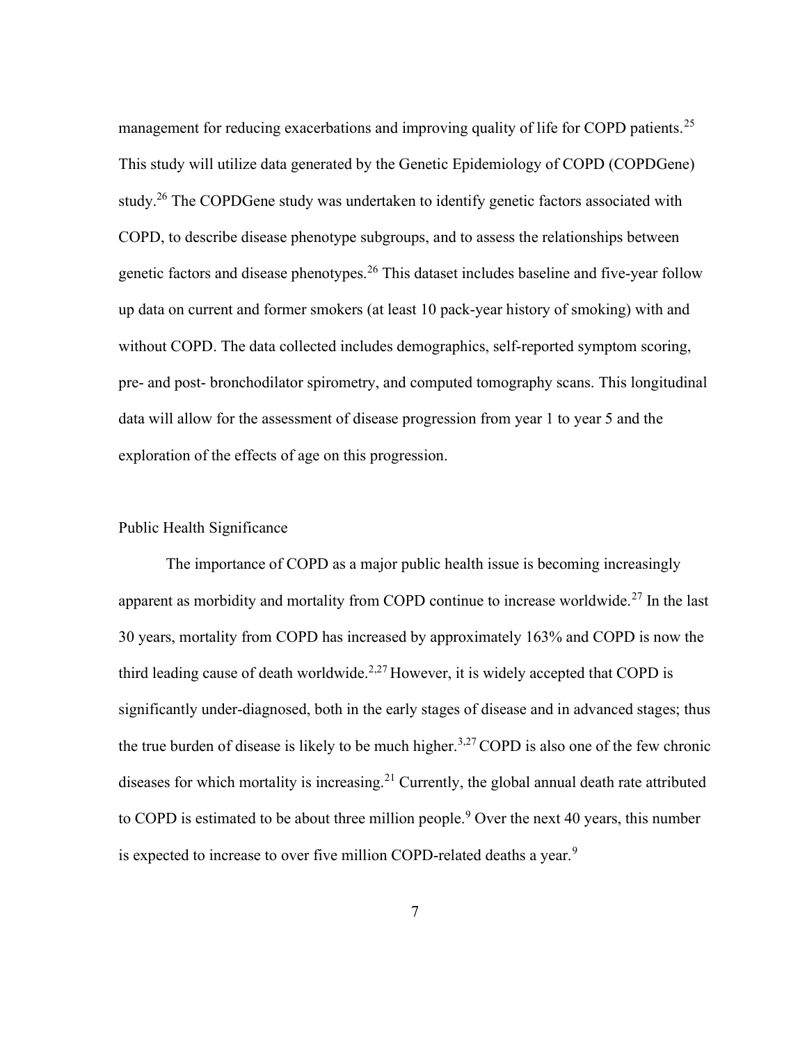management for reducing exacerbations and improving quality of life for COPD patients.[25] This study will utilize data generated by the Genetic Epidemiology of COPD (COPDGene) study.[26] The COPDGene study was undertaken to identify genetic factors associated with COPD, to describe disease phenotype subgroups, and to assess the relationships between genetic factors and disease phenotypes.[26] This dataset includes baseline and five-year follow up data on current and former smokers (at least 10 pack-year history of smoking) with and without COPD. The data collected includes demographics, self-reported symptom scoring, pre- and post- bronchodilator spirometry, and computed tomography scans. This longitudinal data will allow for the assessment of disease progression from year 1 to year 5 and the exploration of the effects of age on this progression.

## Public Health Significance

The importance of COPD as a major public health issue is becoming increasingly apparent as morbidity and mortality from COPD continue to increase worldwide.[27] In the last 30 years, mortality from COPD has increased by approximately 163% and COPD is now the third leading cause of death worldwide.[2,27] However, it is widely accepted that COPD is significantly under-diagnosed, both in the early stages of disease and in advanced stages; thus the true burden of disease is likely to be much higher.[3,27] COPD is also one of the few chronic diseases for which mortality is increasing.[21] Currently, the global annual death rate attributed to COPD is estimated to be about three million people.[9] Over the next 40 years, this number is expected to increase to over five million COPD-related deaths a year.[9]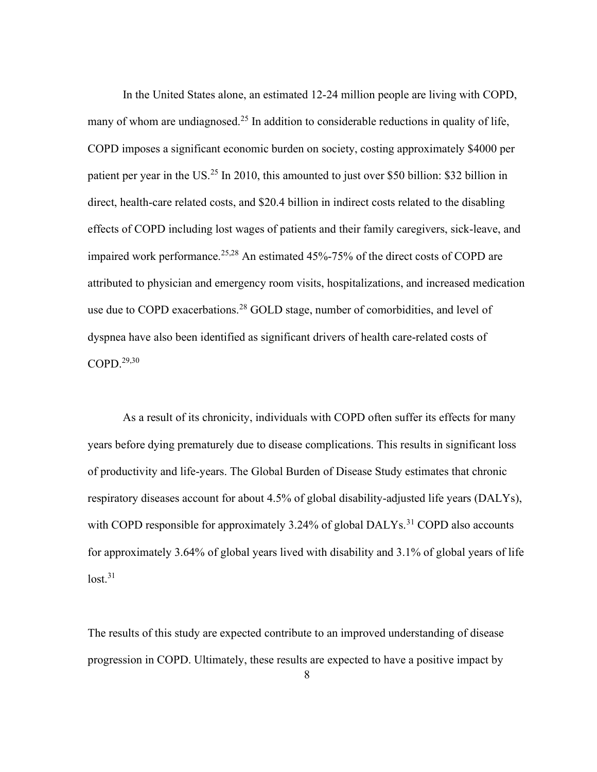In the United States alone, an estimated 12-24 million people are living with COPD, many of whom are undiagnosed.[25] In addition to considerable reductions in quality of life, COPD imposes a significant economic burden on society, costing approximately $4000 per patient per year in the US.[25] In 2010, this amounted to just over $50 billion: $32 billion in direct, health-care related costs, and $20.4 billion in indirect costs related to the disabling effects of COPD including lost wages of patients and their family caregivers, sick-leave, and impaired work performance.[25,28] An estimated 45%-75% of the direct costs of COPD are attributed to physician and emergency room visits, hospitalizations, and increased medication use due to COPD exacerbations.[28] GOLD stage, number of comorbidities, and level of dyspnea have also been identified as significant drivers of health care-related costs of COPD.[29,30]

As a result of its chronicity, individuals with COPD often suffer its effects for many years before dying prematurely due to disease complications. This results in significant loss of productivity and life-years. The Global Burden of Disease Study estimates that chronic respiratory diseases account for about 4.5% of global disability-adjusted life years (DALYs), with COPD responsible for approximately 3.24% of global DALYs.[31] COPD also accounts for approximately 3.64% of global years lived with disability and 3.1% of global years of life lost.[31]

The results of this study are expected contribute to an improved understanding of disease progression in COPD. Ultimately, these results are expected to have a positive impact by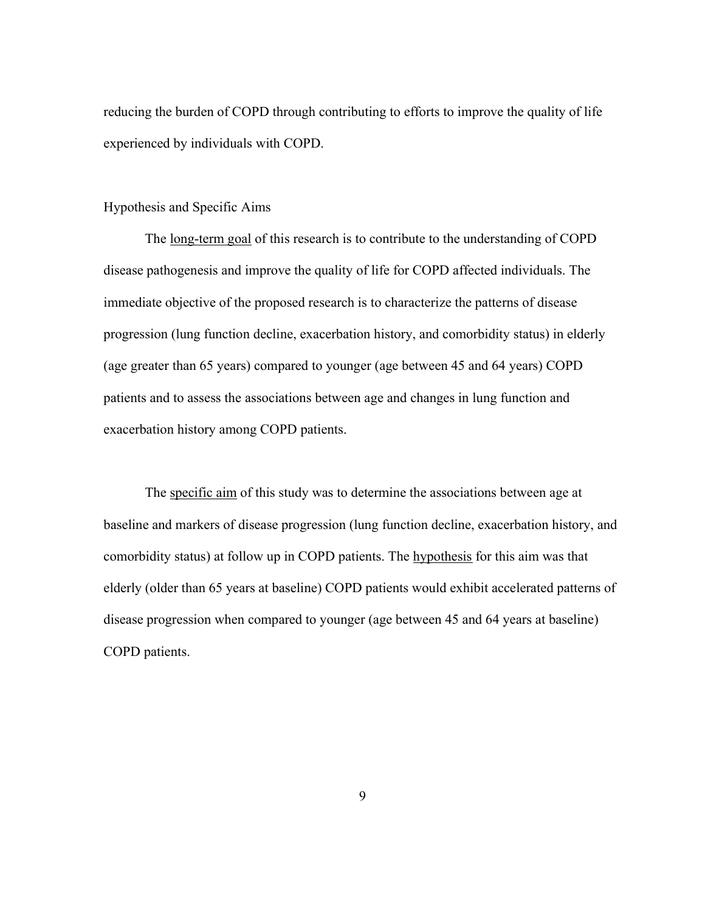reducing the burden of COPD through contributing to efforts to improve the quality of life experienced by individuals with COPD.

## Hypothesis and Specific Aims

The long-term goal of this research is to contribute to the understanding of COPD disease pathogenesis and improve the quality of life for COPD affected individuals. The immediate objective of the proposed research is to characterize the patterns of disease progression (lung function decline, exacerbation history, and comorbidity status) in elderly (age greater than 65 years) compared to younger (age between 45 and 64 years) COPD patients and to assess the associations between age and changes in lung function and exacerbation history among COPD patients.

The specific aim of this study was to determine the associations between age at baseline and markers of disease progression (lung function decline, exacerbation history, and comorbidity status) at follow up in COPD patients. The hypothesis for this aim was that elderly (older than 65 years at baseline) COPD patients would exhibit accelerated patterns of disease progression when compared to younger (age between 45 and 64 years at baseline) COPD patients.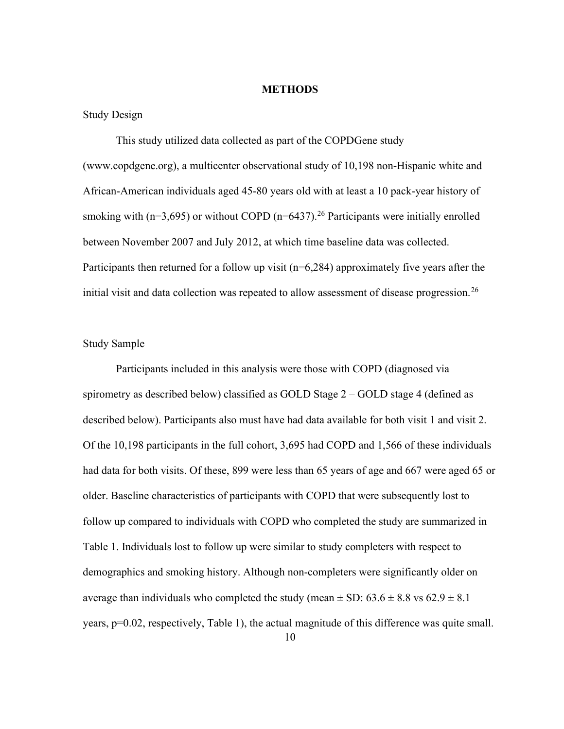# METHODS

## Study Design

This study utilized data collected as part of the COPDGene study (www.copdgene.org), a multicenter observational study of 10,198 non-Hispanic white and African-American individuals aged 45-80 years old with at least a 10 pack-year history of smoking with (n=3,695) or without COPD (n=6437).[26] Participants were initially enrolled between November 2007 and July 2012, at which time baseline data was collected. Participants then returned for a follow up visit (n=6,284) approximately five years after the initial visit and data collection was repeated to allow assessment of disease progression.[26]

## Study Sample

Participants included in this analysis were those with COPD (diagnosed via spirometry as described below) classified as GOLD Stage 2 – GOLD stage 4 (defined as described below). Participants also must have had data available for both visit 1 and visit 2. Of the 10,198 participants in the full cohort, 3,695 had COPD and 1,566 of these individuals had data for both visits. Of these, 899 were less than 65 years of age and 667 were aged 65 or older. Baseline characteristics of participants with COPD that were subsequently lost to follow up compared to individuals with COPD who completed the study are summarized in Table 1. Individuals lost to follow up were similar to study completers with respect to demographics and smoking history. Although non-completers were significantly older on average than individuals who completed the study (mean ± SD: 63.6 ± 8.8 vs 62.9 ± 8.1 years, p=0.02, respectively, Table 1), the actual magnitude of this difference was quite small.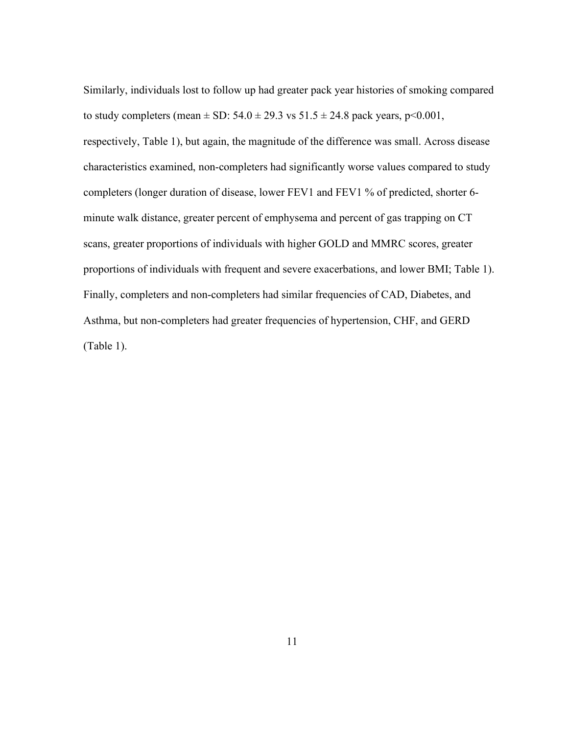Similarly, individuals lost to follow up had greater pack year histories of smoking compared to study completers (mean ± SD: 54.0 ± 29.3 vs 51.5 ± 24.8 pack years, $p<0.001$, respectively, Table 1), but again, the magnitude of the difference was small. Across disease characteristics examined, non-completers had significantly worse values compared to study completers (longer duration of disease, lower FEV1 and FEV1 % of predicted, shorter 6-minute walk distance, greater percent of emphysema and percent of gas trapping on CT scans, greater proportions of individuals with higher GOLD and MMRC scores, greater proportions of individuals with frequent and severe exacerbations, and lower BMI; Table 1). Finally, completers and non-completers had similar frequencies of CAD, Diabetes, and Asthma, but non-completers had greater frequencies of hypertension, CHF, and GERD (Table 1).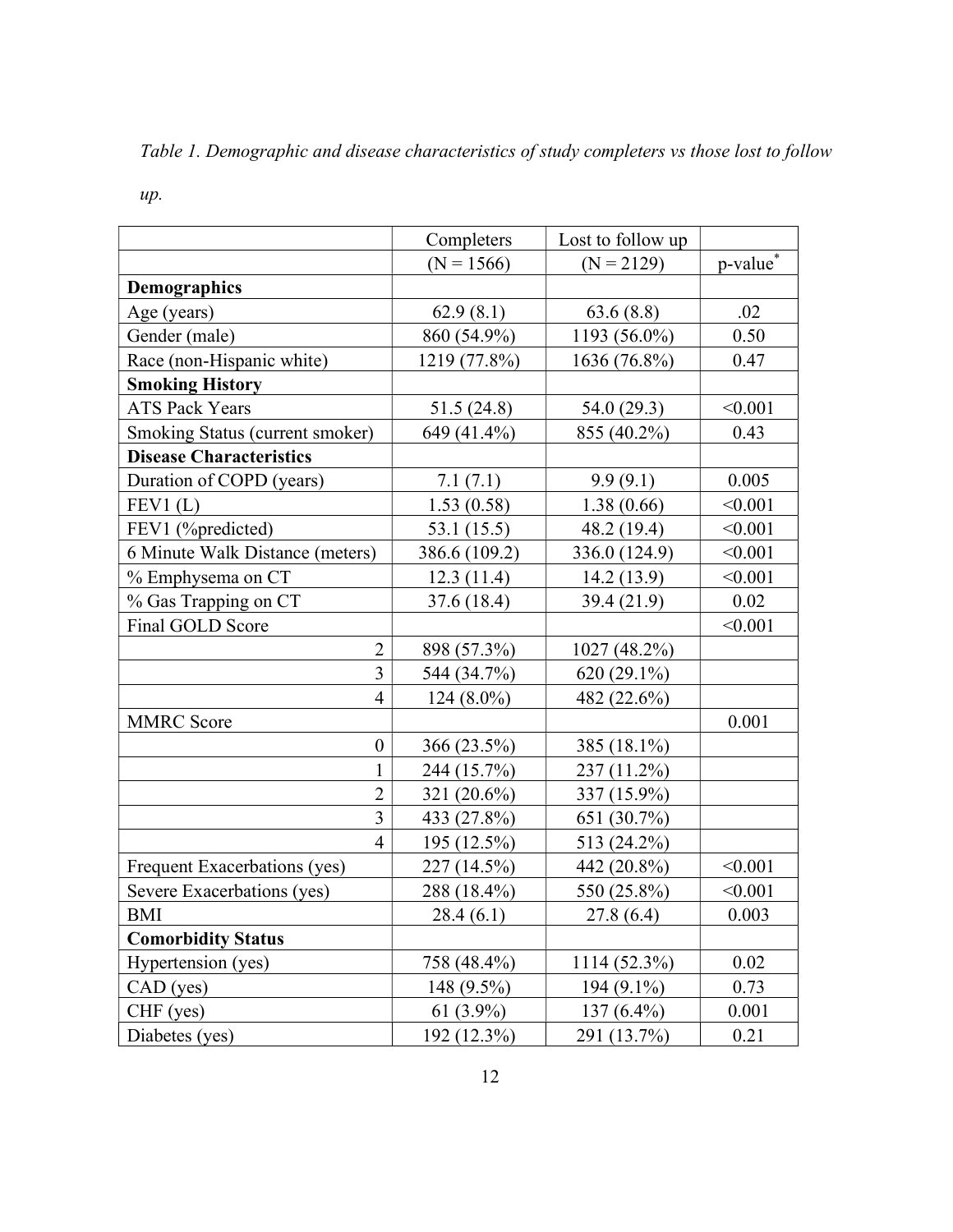*Table 1. Demographic and disease characteristics of study completers vs those lost to follow up.*

| | Completers | Lost to follow up | |
|---|---|---|---|
| | (N = 1566) | (N = 2129) | p-value* |
| **Demographics** | | | |
| Age (years) | 62.9 (8.1) | 63.6 (8.8) | .02 |
| Gender (male) | 860 (54.9%) | 1193 (56.0%) | 0.50 |
| Race (non-Hispanic white) | 1219 (77.8%) | 1636 (76.8%) | 0.47 |
| **Smoking History** | | | |
| ATS Pack Years | 51.5 (24.8) | 54.0 (29.3) | <0.001 |
| Smoking Status (current smoker) | 649 (41.4%) | 855 (40.2%) | 0.43 |
| **Disease Characteristics** | | | |
| Duration of COPD (years) | 7.1 (7.1) | 9.9 (9.1) | 0.005 |
| FEV1 (L) | 1.53 (0.58) | 1.38 (0.66) | <0.001 |
| FEV1 (%predicted) | 53.1 (15.5) | 48.2 (19.4) | <0.001 |
| 6 Minute Walk Distance (meters) | 386.6 (109.2) | 336.0 (124.9) | <0.001 |
| % Emphysema on CT | 12.3 (11.4) | 14.2 (13.9) | <0.001 |
| % Gas Trapping on CT | 37.6 (18.4) | 39.4 (21.9) | 0.02 |
| Final GOLD Score | | | <0.001 |
| 2 | 898 (57.3%) | 1027 (48.2%) | |
| 3 | 544 (34.7%) | 620 (29.1%) | |
| 4 | 124 (8.0%) | 482 (22.6%) | |
| MMRC Score | | | 0.001 |
| 0 | 366 (23.5%) | 385 (18.1%) | |
| 1 | 244 (15.7%) | 237 (11.2%) | |
| 2 | 321 (20.6%) | 337 (15.9%) | |
| 3 | 433 (27.8%) | 651 (30.7%) | |
| 4 | 195 (12.5%) | 513 (24.2%) | |
| Frequent Exacerbations (yes) | 227 (14.5%) | 442 (20.8%) | <0.001 |
| Severe Exacerbations (yes) | 288 (18.4%) | 550 (25.8%) | <0.001 |
| BMI | 28.4 (6.1) | 27.8 (6.4) | 0.003 |
| **Comorbidity Status** | | | |
| Hypertension (yes) | 758 (48.4%) | 1114 (52.3%) | 0.02 |
| CAD (yes) | 148 (9.5%) | 194 (9.1%) | 0.73 |
| CHF (yes) | 61 (3.9%) | 137 (6.4%) | 0.001 |
| Diabetes (yes) | 192 (12.3%) | 291 (13.7%) | 0.21 |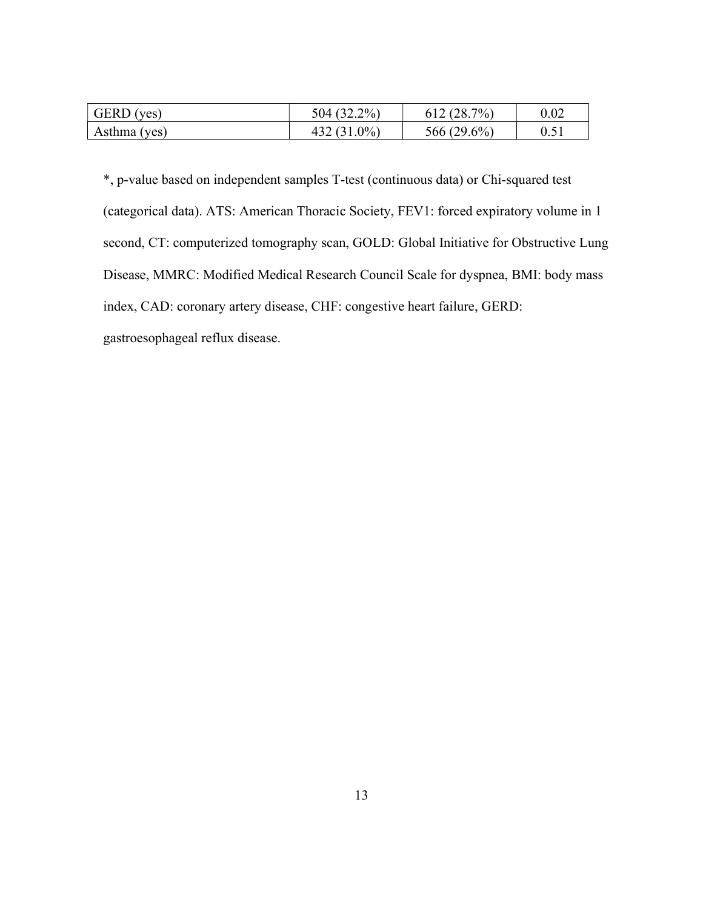| | | | |
|---|---|---|---|
| GERD (yes) | 504 (32.2%) | 612 (28.7%) | 0.02 |
| Asthma (yes) | 432 (31.0%) | 566 (29.6%) | 0.51 |

*, p-value based on independent samples T-test (continuous data) or Chi-squared test (categorical data). ATS: American Thoracic Society, FEV1: forced expiratory volume in 1 second, CT: computerized tomography scan, GOLD: Global Initiative for Obstructive Lung Disease, MMRC: Modified Medical Research Council Scale for dyspnea, BMI: body mass index, CAD: coronary artery disease, CHF: congestive heart failure, GERD: gastroesophageal reflux disease.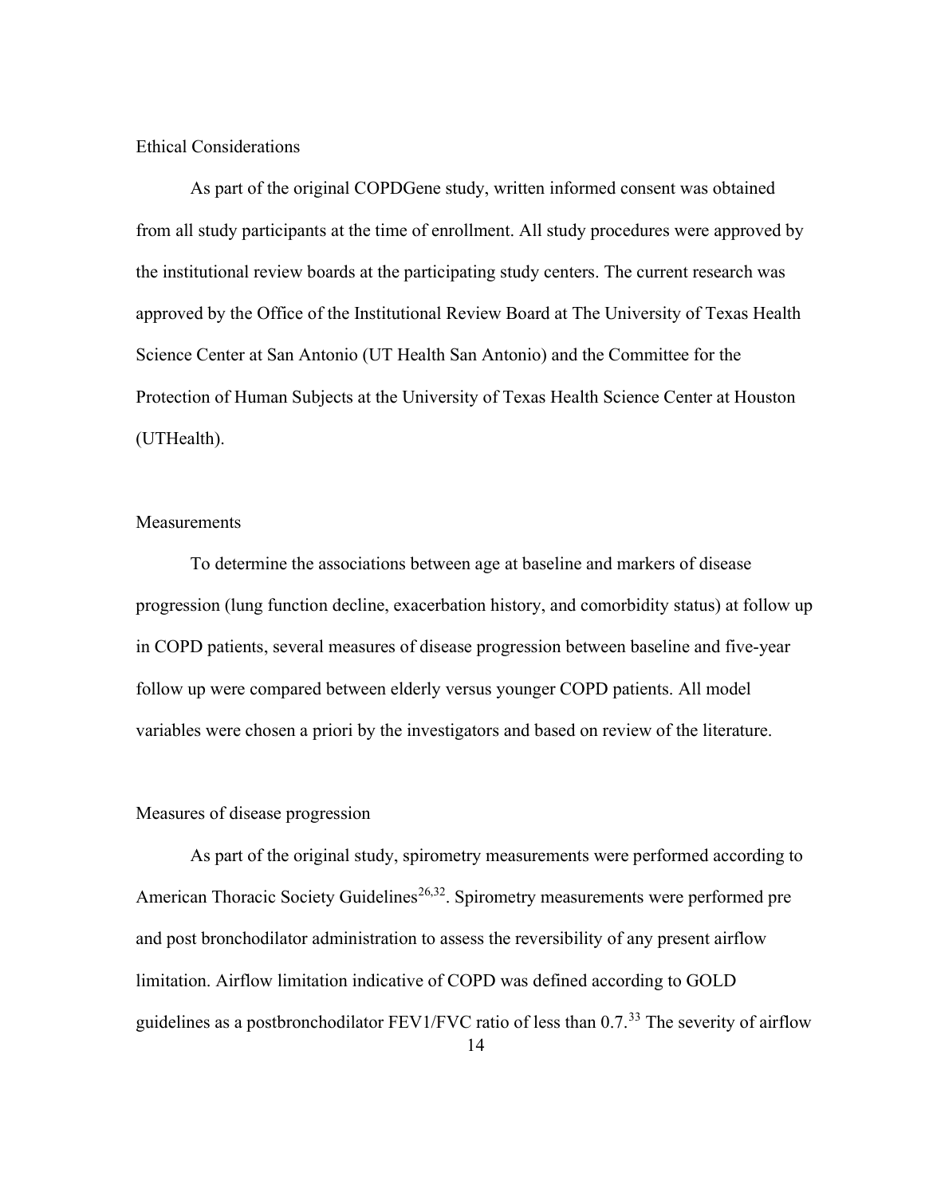## Ethical Considerations

As part of the original COPDGene study, written informed consent was obtained from all study participants at the time of enrollment. All study procedures were approved by the institutional review boards at the participating study centers. The current research was approved by the Office of the Institutional Review Board at The University of Texas Health Science Center at San Antonio (UT Health San Antonio) and the Committee for the Protection of Human Subjects at the University of Texas Health Science Center at Houston (UTHealth).

## Measurements

To determine the associations between age at baseline and markers of disease progression (lung function decline, exacerbation history, and comorbidity status) at follow up in COPD patients, several measures of disease progression between baseline and five-year follow up were compared between elderly versus younger COPD patients. All model variables were chosen a priori by the investigators and based on review of the literature.

### Measures of disease progression

As part of the original study, spirometry measurements were performed according to American Thoracic Society Guidelines[26,32]. Spirometry measurements were performed pre and post bronchodilator administration to assess the reversibility of any present airflow limitation. Airflow limitation indicative of COPD was defined according to GOLD guidelines as a postbronchodilator FEV1/FVC ratio of less than 0.7.[33] The severity of airflow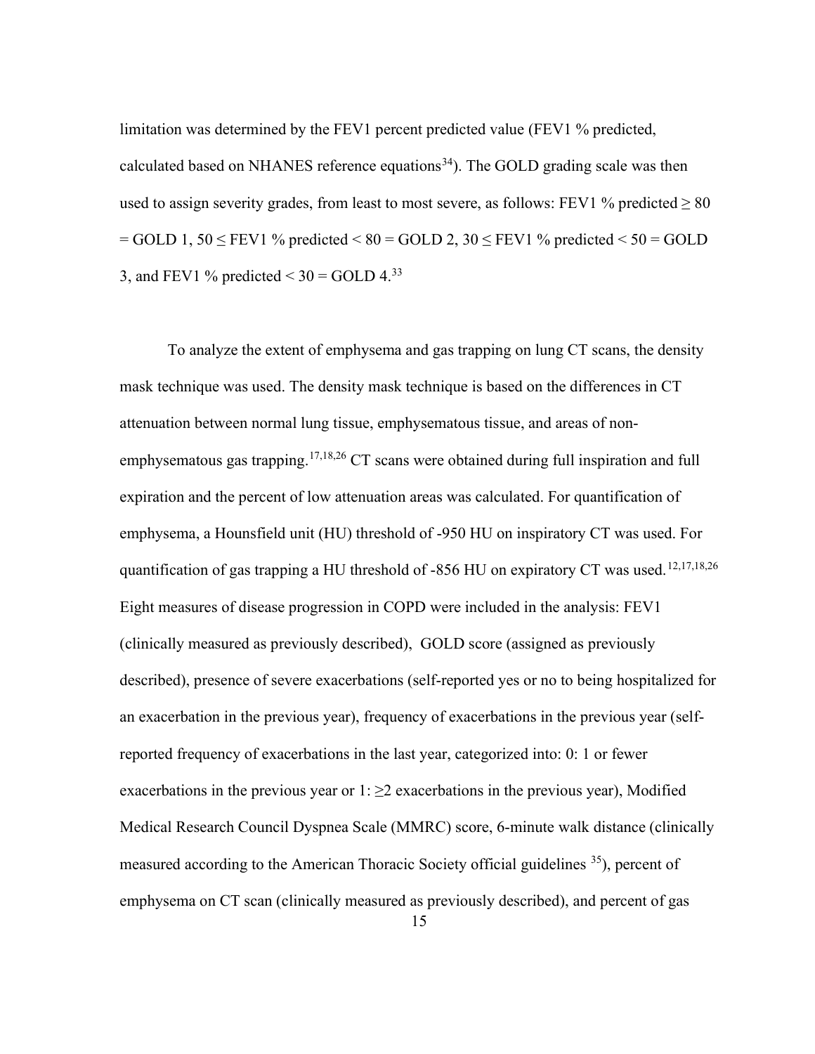limitation was determined by the FEV1 percent predicted value (FEV1 % predicted, calculated based on NHANES reference equations[34]). The GOLD grading scale was then used to assign severity grades, from least to most severe, as follows: FEV1 % predicted $\geq 80$ = GOLD 1, $50 \leq$ FEV1 % predicted $< 80$ = GOLD 2, $30 \leq$ FEV1 % predicted $< 50$ = GOLD 3, and FEV1 % predicted $< 30$ = GOLD 4.[33]

To analyze the extent of emphysema and gas trapping on lung CT scans, the density mask technique was used. The density mask technique is based on the differences in CT attenuation between normal lung tissue, emphysematous tissue, and areas of non-emphysematous gas trapping.[17,18,26] CT scans were obtained during full inspiration and full expiration and the percent of low attenuation areas was calculated. For quantification of emphysema, a Hounsfield unit (HU) threshold of -950 HU on inspiratory CT was used. For quantification of gas trapping a HU threshold of -856 HU on expiratory CT was used.[12,17,18,26] Eight measures of disease progression in COPD were included in the analysis: FEV1 (clinically measured as previously described), GOLD score (assigned as previously described), presence of severe exacerbations (self-reported yes or no to being hospitalized for an exacerbation in the previous year), frequency of exacerbations in the previous year (self-reported frequency of exacerbations in the last year, categorized into: 0: 1 or fewer exacerbations in the previous year or 1: $\geq 2$ exacerbations in the previous year), Modified Medical Research Council Dyspnea Scale (MMRC) score, 6-minute walk distance (clinically measured according to the American Thoracic Society official guidelines [35]), percent of emphysema on CT scan (clinically measured as previously described), and percent of gas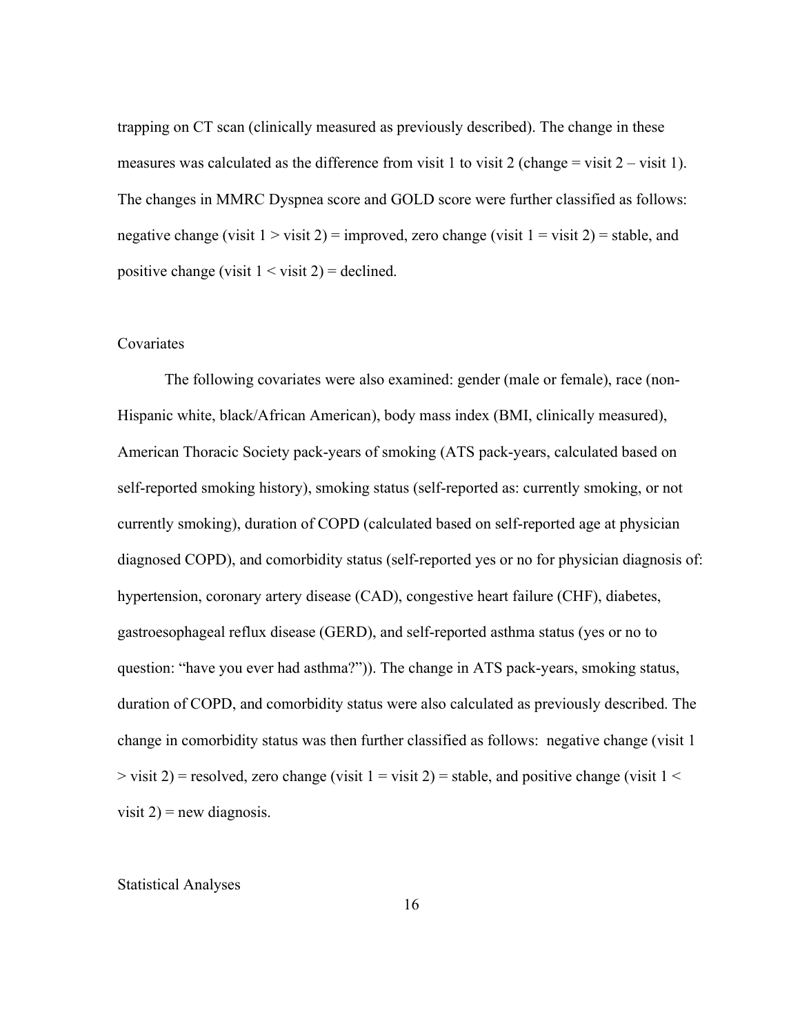trapping on CT scan (clinically measured as previously described). The change in these measures was calculated as the difference from visit 1 to visit 2 (change = visit 2 – visit 1). The changes in MMRC Dyspnea score and GOLD score were further classified as follows: negative change (visit 1 > visit 2) = improved, zero change (visit 1 = visit 2) = stable, and positive change (visit 1 < visit 2) = declined.

### Covariates

The following covariates were also examined: gender (male or female), race (non-Hispanic white, black/African American), body mass index (BMI, clinically measured), American Thoracic Society pack-years of smoking (ATS pack-years, calculated based on self-reported smoking history), smoking status (self-reported as: currently smoking, or not currently smoking), duration of COPD (calculated based on self-reported age at physician diagnosed COPD), and comorbidity status (self-reported yes or no for physician diagnosis of: hypertension, coronary artery disease (CAD), congestive heart failure (CHF), diabetes, gastroesophageal reflux disease (GERD), and self-reported asthma status (yes or no to question: "have you ever had asthma?")). The change in ATS pack-years, smoking status, duration of COPD, and comorbidity status were also calculated as previously described. The change in comorbidity status was then further classified as follows: negative change (visit 1 > visit 2) = resolved, zero change (visit 1 = visit 2) = stable, and positive change (visit 1 < visit 2) = new diagnosis.

### Statistical Analyses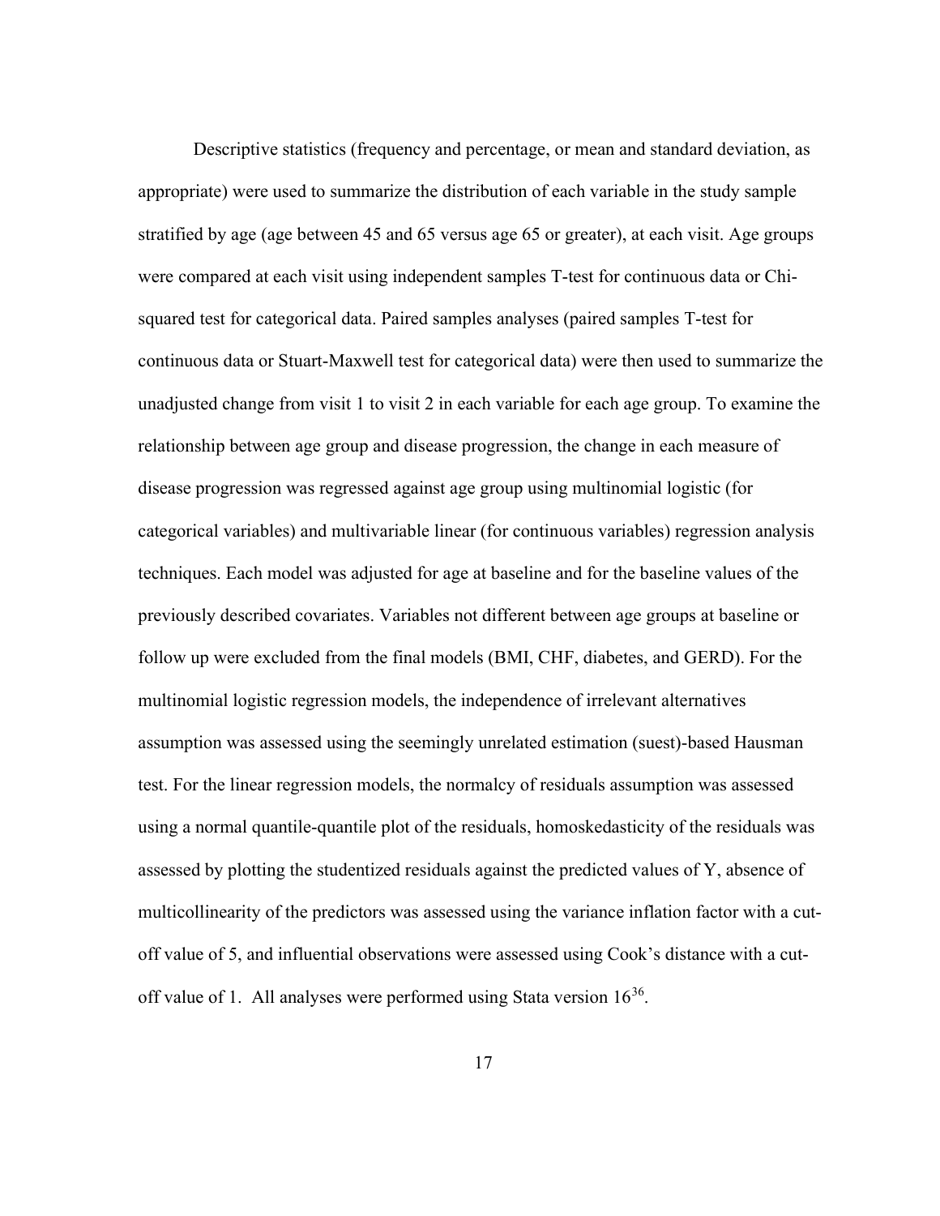Descriptive statistics (frequency and percentage, or mean and standard deviation, as appropriate) were used to summarize the distribution of each variable in the study sample stratified by age (age between 45 and 65 versus age 65 or greater), at each visit. Age groups were compared at each visit using independent samples T-test for continuous data or Chi-squared test for categorical data. Paired samples analyses (paired samples T-test for continuous data or Stuart-Maxwell test for categorical data) were then used to summarize the unadjusted change from visit 1 to visit 2 in each variable for each age group. To examine the relationship between age group and disease progression, the change in each measure of disease progression was regressed against age group using multinomial logistic (for categorical variables) and multivariable linear (for continuous variables) regression analysis techniques. Each model was adjusted for age at baseline and for the baseline values of the previously described covariates. Variables not different between age groups at baseline or follow up were excluded from the final models (BMI, CHF, diabetes, and GERD). For the multinomial logistic regression models, the independence of irrelevant alternatives assumption was assessed using the seemingly unrelated estimation (suest)-based Hausman test. For the linear regression models, the normalcy of residuals assumption was assessed using a normal quantile-quantile plot of the residuals, homoskedasticity of the residuals was assessed by plotting the studentized residuals against the predicted values of Y, absence of multicollinearity of the predictors was assessed using the variance inflation factor with a cut-off value of 5, and influential observations were assessed using Cook's distance with a cut-off value of 1. All analyses were performed using Stata version 16[36].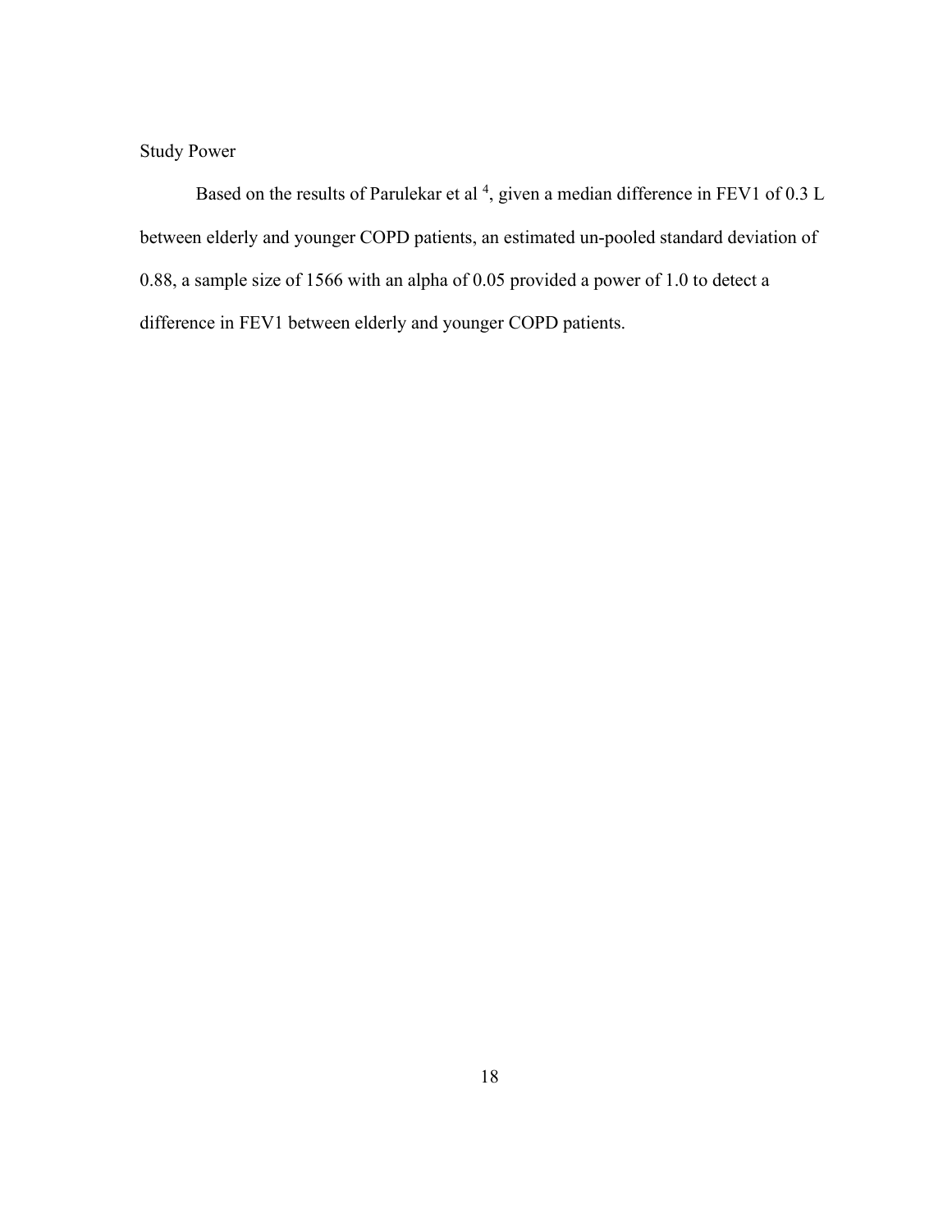## Study Power

Based on the results of Parulekar et al [4], given a median difference in FEV1 of 0.3 L between elderly and younger COPD patients, an estimated un-pooled standard deviation of 0.88, a sample size of 1566 with an alpha of 0.05 provided a power of 1.0 to detect a difference in FEV1 between elderly and younger COPD patients.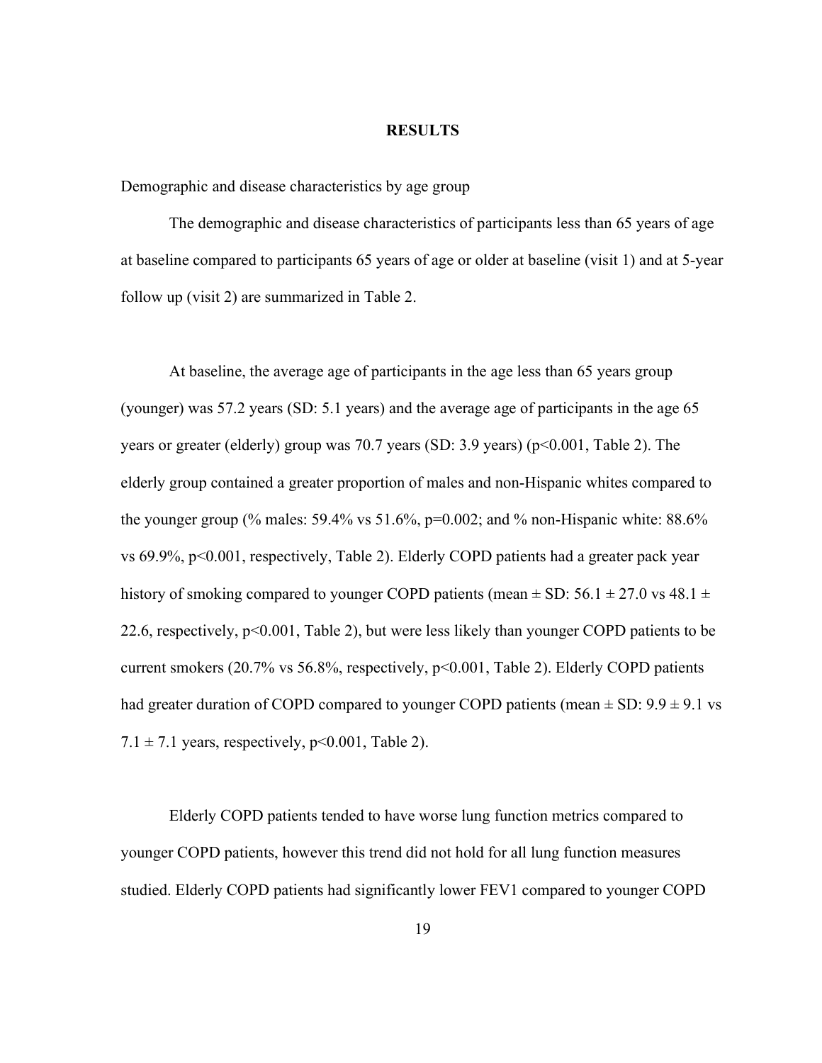# RESULTS

Demographic and disease characteristics by age group

The demographic and disease characteristics of participants less than 65 years of age at baseline compared to participants 65 years of age or older at baseline (visit 1) and at 5-year follow up (visit 2) are summarized in Table 2.

At baseline, the average age of participants in the age less than 65 years group (younger) was 57.2 years (SD: 5.1 years) and the average age of participants in the age 65 years or greater (elderly) group was 70.7 years (SD: 3.9 years) ($p<0.001$, Table 2). The elderly group contained a greater proportion of males and non-Hispanic whites compared to the younger group (% males: 59.4% vs 51.6%, $p=0.002$; and % non-Hispanic white: 88.6% vs 69.9%, $p<0.001$, respectively, Table 2). Elderly COPD patients had a greater pack year history of smoking compared to younger COPD patients (mean ± SD: 56.1 ± 27.0 vs 48.1 ± 22.6, respectively, $p<0.001$, Table 2), but were less likely than younger COPD patients to be current smokers (20.7% vs 56.8%, respectively, $p<0.001$, Table 2). Elderly COPD patients had greater duration of COPD compared to younger COPD patients (mean ± SD: 9.9 ± 9.1 vs 7.1 ± 7.1 years, respectively, $p<0.001$, Table 2).

Elderly COPD patients tended to have worse lung function metrics compared to younger COPD patients, however this trend did not hold for all lung function measures studied. Elderly COPD patients had significantly lower FEV1 compared to younger COPD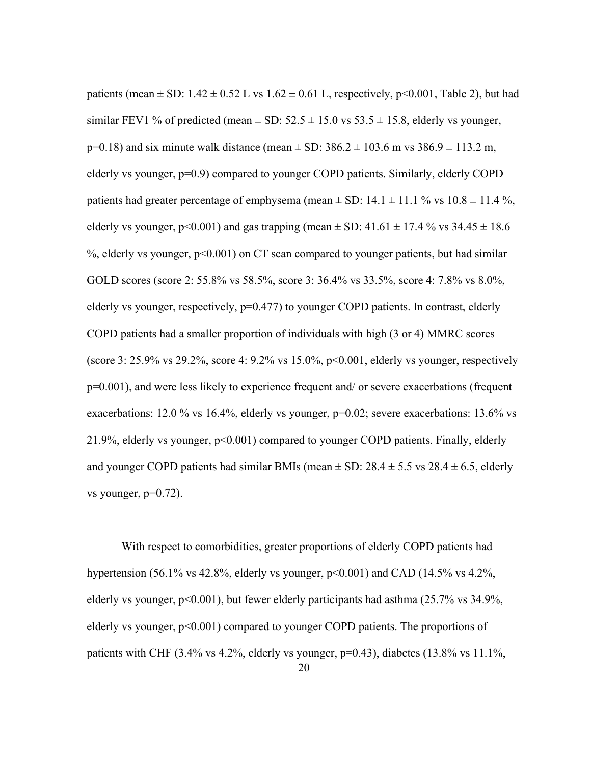patients (mean ± SD: 1.42 ± 0.52 L vs 1.62 ± 0.61 L, respectively, p<0.001, Table 2), but had similar FEV1 % of predicted (mean ± SD: 52.5 ± 15.0 vs 53.5 ± 15.8, elderly vs younger, p=0.18) and six minute walk distance (mean ± SD: 386.2 ± 103.6 m vs 386.9 ± 113.2 m, elderly vs younger, p=0.9) compared to younger COPD patients. Similarly, elderly COPD patients had greater percentage of emphysema (mean ± SD: 14.1 ± 11.1 % vs 10.8 ± 11.4 %, elderly vs younger, p<0.001) and gas trapping (mean ± SD: 41.61 ± 17.4 % vs 34.45 ± 18.6 %, elderly vs younger, p<0.001) on CT scan compared to younger patients, but had similar GOLD scores (score 2: 55.8% vs 58.5%, score 3: 36.4% vs 33.5%, score 4: 7.8% vs 8.0%, elderly vs younger, respectively, p=0.477) to younger COPD patients. In contrast, elderly COPD patients had a smaller proportion of individuals with high (3 or 4) MMRC scores (score 3: 25.9% vs 29.2%, score 4: 9.2% vs 15.0%, p<0.001, elderly vs younger, respectively p=0.001), and were less likely to experience frequent and/ or severe exacerbations (frequent exacerbations: 12.0 % vs 16.4%, elderly vs younger, p=0.02; severe exacerbations: 13.6% vs 21.9%, elderly vs younger, p<0.001) compared to younger COPD patients. Finally, elderly and younger COPD patients had similar BMIs (mean ± SD: 28.4 ± 5.5 vs 28.4 ± 6.5, elderly vs younger, p=0.72).

With respect to comorbidities, greater proportions of elderly COPD patients had hypertension (56.1% vs 42.8%, elderly vs younger, p<0.001) and CAD (14.5% vs 4.2%, elderly vs younger, p<0.001), but fewer elderly participants had asthma (25.7% vs 34.9%, elderly vs younger, p<0.001) compared to younger COPD patients. The proportions of patients with CHF (3.4% vs 4.2%, elderly vs younger, p=0.43), diabetes (13.8% vs 11.1%,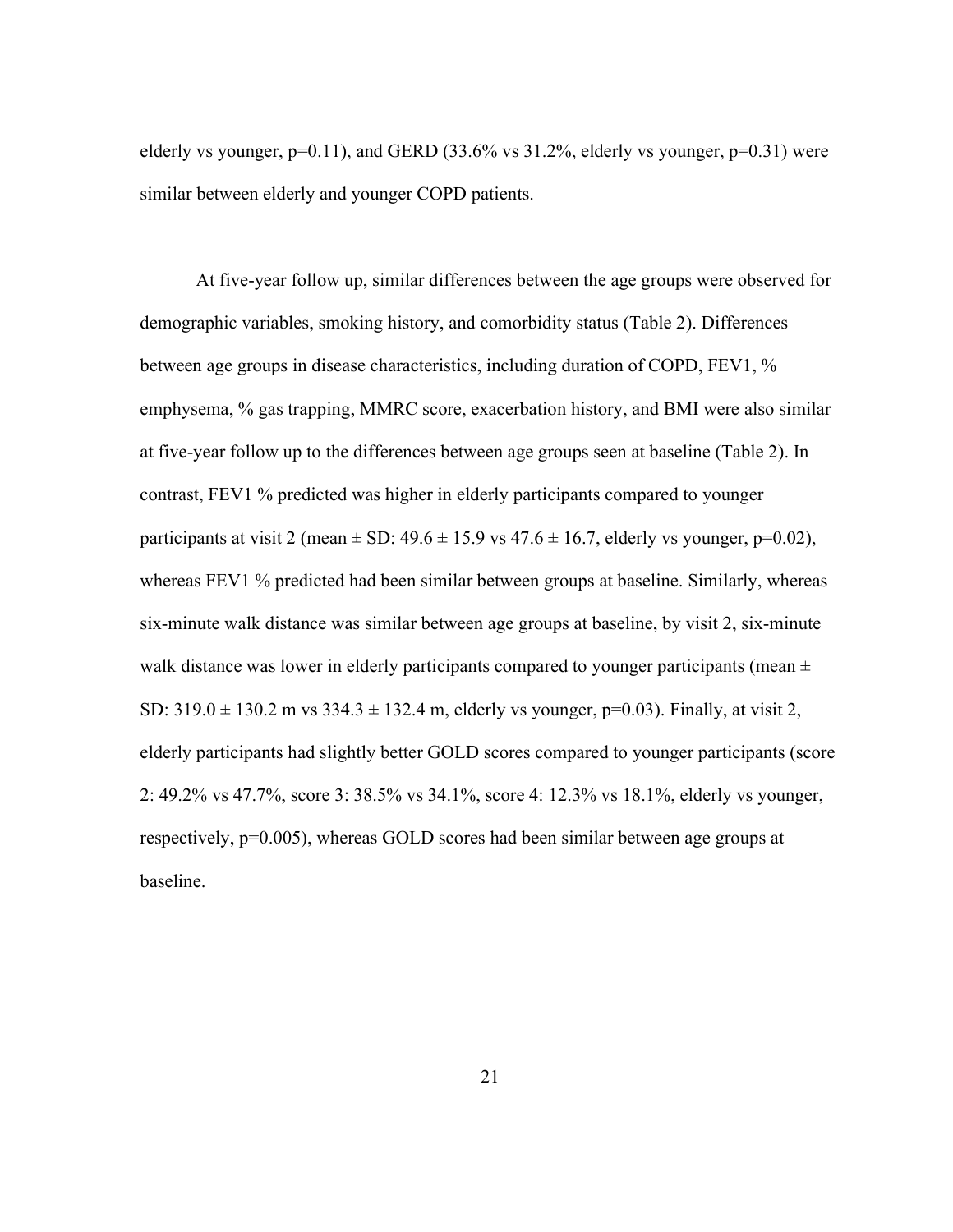elderly vs younger, $p=0.11$), and GERD (33.6% vs 31.2%, elderly vs younger, $p=0.31$) were similar between elderly and younger COPD patients.

At five-year follow up, similar differences between the age groups were observed for demographic variables, smoking history, and comorbidity status (Table 2). Differences between age groups in disease characteristics, including duration of COPD, FEV1, % emphysema, % gas trapping, MMRC score, exacerbation history, and BMI were also similar at five-year follow up to the differences between age groups seen at baseline (Table 2). In contrast, FEV1 % predicted was higher in elderly participants compared to younger participants at visit 2 (mean ± SD: 49.6 ± 15.9 vs 47.6 ± 16.7, elderly vs younger, $p=0.02$), whereas FEV1 % predicted had been similar between groups at baseline. Similarly, whereas six-minute walk distance was similar between age groups at baseline, by visit 2, six-minute walk distance was lower in elderly participants compared to younger participants (mean ± SD: 319.0 ± 130.2 m vs 334.3 ± 132.4 m, elderly vs younger, $p=0.03$). Finally, at visit 2, elderly participants had slightly better GOLD scores compared to younger participants (score 2: 49.2% vs 47.7%, score 3: 38.5% vs 34.1%, score 4: 12.3% vs 18.1%, elderly vs younger, respectively, $p=0.005$), whereas GOLD scores had been similar between age groups at baseline.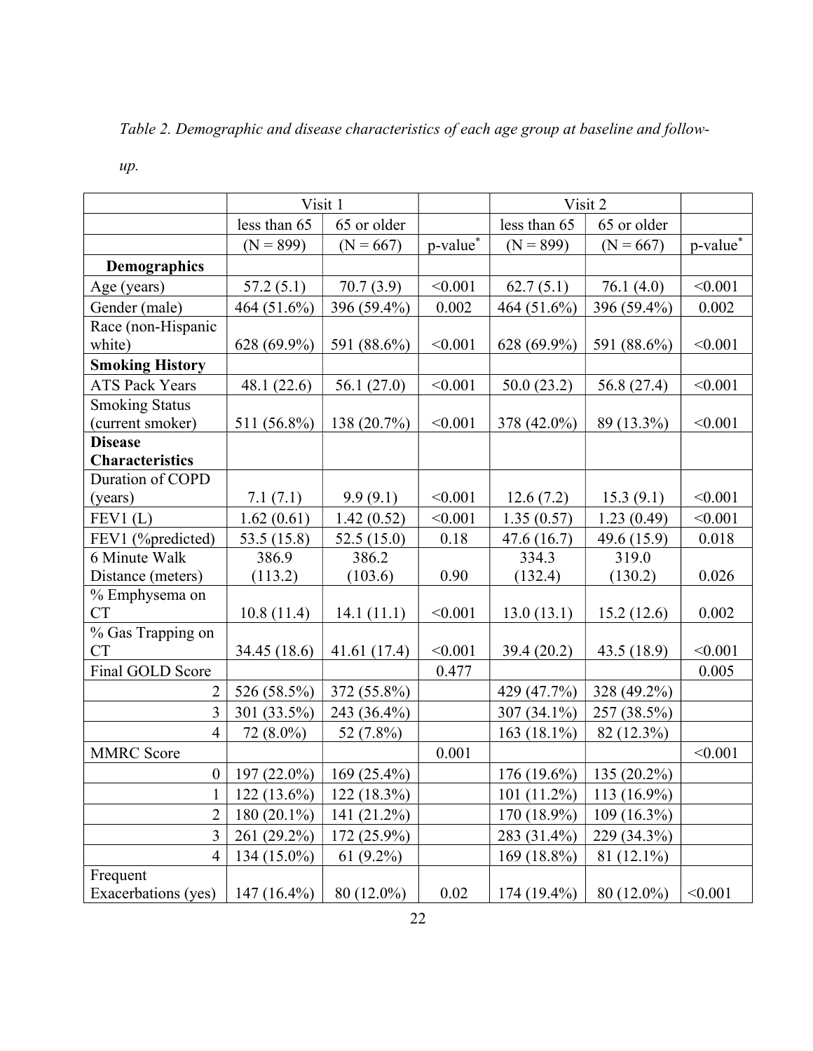*Table 2. Demographic and disease characteristics of each age group at baseline and follow-up.*

| | Visit 1 | | | Visit 2 | | |
|---|---|---|---|---|---|---|
| | less than 65 | 65 or older | | less than 65 | 65 or older | |
| | (N = 899) | (N = 667) | p-value* | (N = 899) | (N = 667) | p-value* |
| **Demographics** | | | | | | |
| Age (years) | 57.2 (5.1) | 70.7 (3.9) | <0.001 | 62.7 (5.1) | 76.1 (4.0) | <0.001 |
| Gender (male) | 464 (51.6%) | 396 (59.4%) | 0.002 | 464 (51.6%) | 396 (59.4%) | 0.002 |
| Race (non-Hispanic white) | 628 (69.9%) | 591 (88.6%) | <0.001 | 628 (69.9%) | 591 (88.6%) | <0.001 |
| **Smoking History** | | | | | | |
| ATS Pack Years | 48.1 (22.6) | 56.1 (27.0) | <0.001 | 50.0 (23.2) | 56.8 (27.4) | <0.001 |
| Smoking Status (current smoker) | 511 (56.8%) | 138 (20.7%) | <0.001 | 378 (42.0%) | 89 (13.3%) | <0.001 |
| **Disease Characteristics** | | | | | | |
| Duration of COPD (years) | 7.1 (7.1) | 9.9 (9.1) | <0.001 | 12.6 (7.2) | 15.3 (9.1) | <0.001 |
| FEV1 (L) | 1.62 (0.61) | 1.42 (0.52) | <0.001 | 1.35 (0.57) | 1.23 (0.49) | <0.001 |
| FEV1 (%predicted) | 53.5 (15.8) | 52.5 (15.0) | 0.18 | 47.6 (16.7) | 49.6 (15.9) | 0.018 |
| 6 Minute Walk Distance (meters) | 386.9 (113.2) | 386.2 (103.6) | 0.90 | 334.3 (132.4) | 319.0 (130.2) | 0.026 |
| % Emphysema on CT | 10.8 (11.4) | 14.1 (11.1) | <0.001 | 13.0 (13.1) | 15.2 (12.6) | 0.002 |
| % Gas Trapping on CT | 34.45 (18.6) | 41.61 (17.4) | <0.001 | 39.4 (20.2) | 43.5 (18.9) | <0.001 |
| Final GOLD Score | | | 0.477 | | | 0.005 |
| 2 | 526 (58.5%) | 372 (55.8%) | | 429 (47.7%) | 328 (49.2%) | |
| 3 | 301 (33.5%) | 243 (36.4%) | | 307 (34.1%) | 257 (38.5%) | |
| 4 | 72 (8.0%) | 52 (7.8%) | | 163 (18.1%) | 82 (12.3%) | |
| MMRC Score | | | 0.001 | | | <0.001 |
| 0 | 197 (22.0%) | 169 (25.4%) | | 176 (19.6%) | 135 (20.2%) | |
| 1 | 122 (13.6%) | 122 (18.3%) | | 101 (11.2%) | 113 (16.9%) | |
| 2 | 180 (20.1%) | 141 (21.2%) | | 170 (18.9%) | 109 (16.3%) | |
| 3 | 261 (29.2%) | 172 (25.9%) | | 283 (31.4%) | 229 (34.3%) | |
| 4 | 134 (15.0%) | 61 (9.2%) | | 169 (18.8%) | 81 (12.1%) | |
| Frequent Exacerbations (yes) | 147 (16.4%) | 80 (12.0%) | 0.02 | 174 (19.4%) | 80 (12.0%) | <0.001 |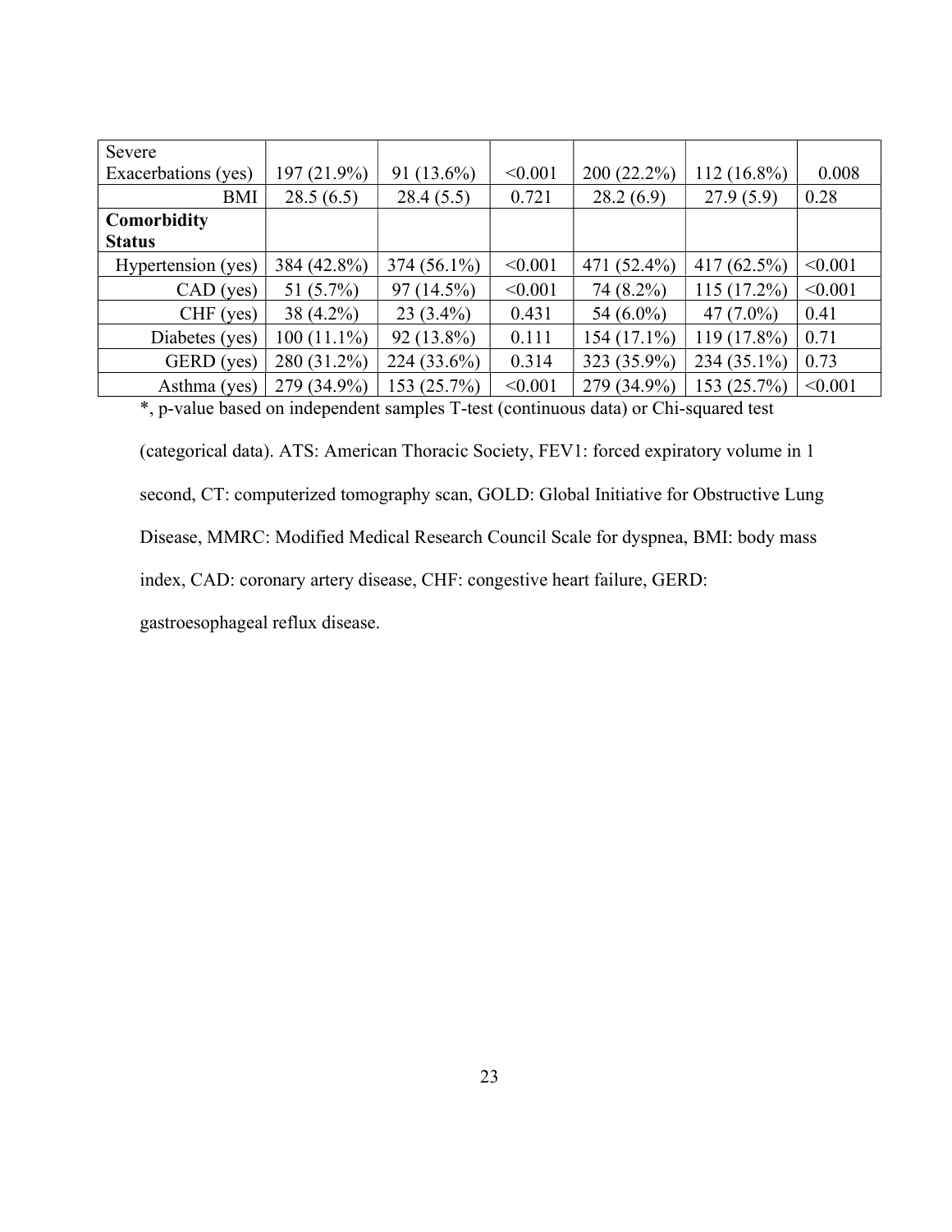| Severe Exacerbations (yes) | 197 (21.9%) | 91 (13.6%) | <0.001 | 200 (22.2%) | 112 (16.8%) | 0.008 |
|---|---|---|---|---|---|---|
| BMI | 28.5 (6.5) | 28.4 (5.5) | 0.721 | 28.2 (6.9) | 27.9 (5.9) | 0.28 |
| **Comorbidity Status** | | | | | | |
| Hypertension (yes) | 384 (42.8%) | 374 (56.1%) | <0.001 | 471 (52.4%) | 417 (62.5%) | <0.001 |
| CAD (yes) | 51 (5.7%) | 97 (14.5%) | <0.001 | 74 (8.2%) | 115 (17.2%) | <0.001 |
| CHF (yes) | 38 (4.2%) | 23 (3.4%) | 0.431 | 54 (6.0%) | 47 (7.0%) | 0.41 |
| Diabetes (yes) | 100 (11.1%) | 92 (13.8%) | 0.111 | 154 (17.1%) | 119 (17.8%) | 0.71 |
| GERD (yes) | 280 (31.2%) | 224 (33.6%) | 0.314 | 323 (35.9%) | 234 (35.1%) | 0.73 |
| Asthma (yes) | 279 (34.9%) | 153 (25.7%) | <0.001 | 279 (34.9%) | 153 (25.7%) | <0.001 |

*, p-value based on independent samples T-test (continuous data) or Chi-squared test (categorical data). ATS: American Thoracic Society, FEV1: forced expiratory volume in 1 second, CT: computerized tomography scan, GOLD: Global Initiative for Obstructive Lung Disease, MMRC: Modified Medical Research Council Scale for dyspnea, BMI: body mass index, CAD: coronary artery disease, CHF: congestive heart failure, GERD: gastroesophageal reflux disease.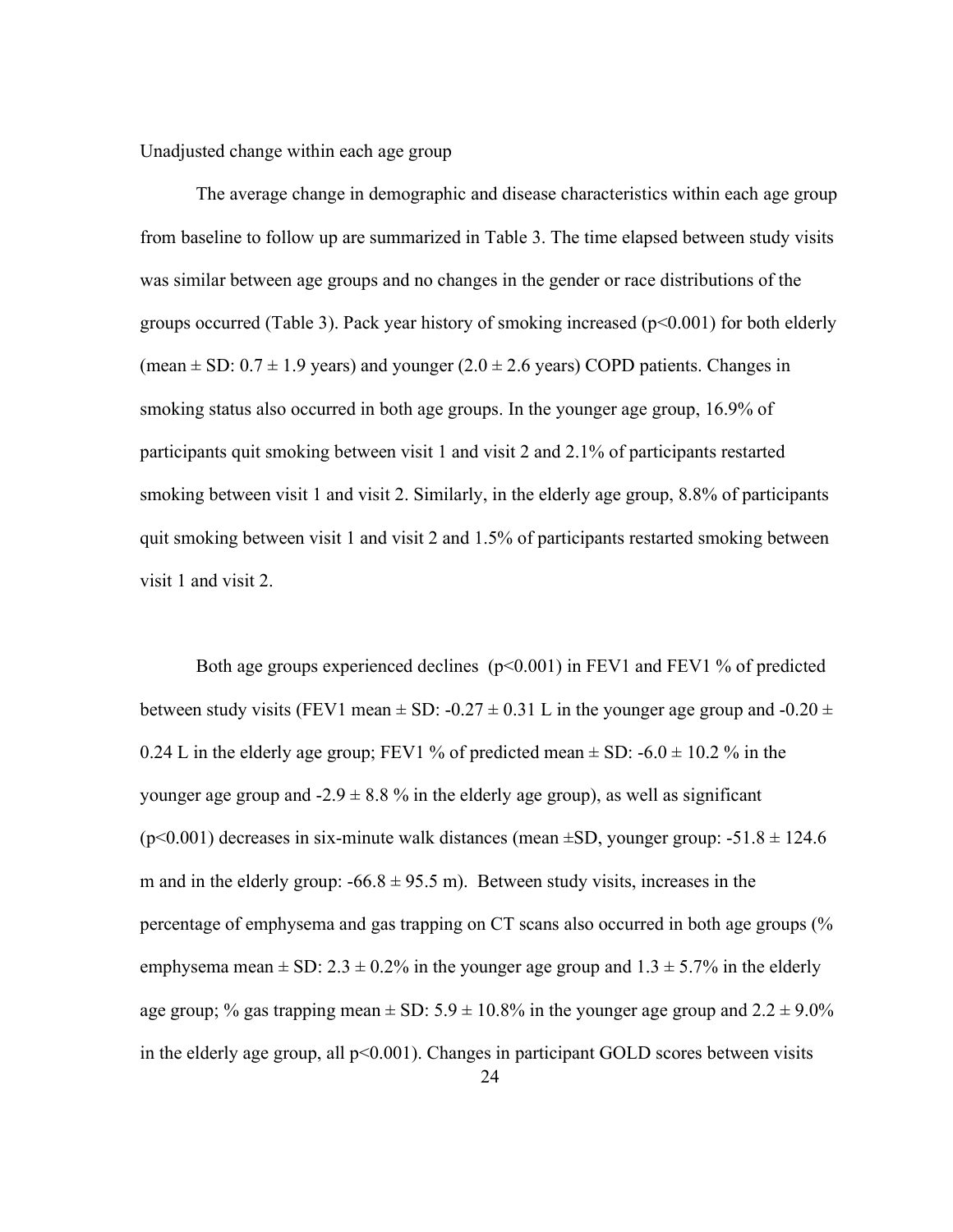Unadjusted change within each age group

The average change in demographic and disease characteristics within each age group from baseline to follow up are summarized in Table 3. The time elapsed between study visits was similar between age groups and no changes in the gender or race distributions of the groups occurred (Table 3). Pack year history of smoking increased ($p<0.001$) for both elderly (mean ± SD: 0.7 ± 1.9 years) and younger (2.0 ± 2.6 years) COPD patients. Changes in smoking status also occurred in both age groups. In the younger age group, 16.9% of participants quit smoking between visit 1 and visit 2 and 2.1% of participants restarted smoking between visit 1 and visit 2. Similarly, in the elderly age group, 8.8% of participants quit smoking between visit 1 and visit 2 and 1.5% of participants restarted smoking between visit 1 and visit 2.

Both age groups experienced declines ($p<0.001$) in FEV1 and FEV1 % of predicted between study visits (FEV1 mean ± SD: -0.27 ± 0.31 L in the younger age group and -0.20 ± 0.24 L in the elderly age group; FEV1 % of predicted mean ± SD: -6.0 ± 10.2 % in the younger age group and -2.9 ± 8.8 % in the elderly age group), as well as significant ($p<0.001$) decreases in six-minute walk distances (mean ±SD, younger group: -51.8 ± 124.6 m and in the elderly group: -66.8 ± 95.5 m). Between study visits, increases in the percentage of emphysema and gas trapping on CT scans also occurred in both age groups (% emphysema mean ± SD: 2.3 ± 0.2% in the younger age group and 1.3 ± 5.7% in the elderly age group; % gas trapping mean ± SD: 5.9 ± 10.8% in the younger age group and 2.2 ± 9.0% in the elderly age group, all $p<0.001$). Changes in participant GOLD scores between visits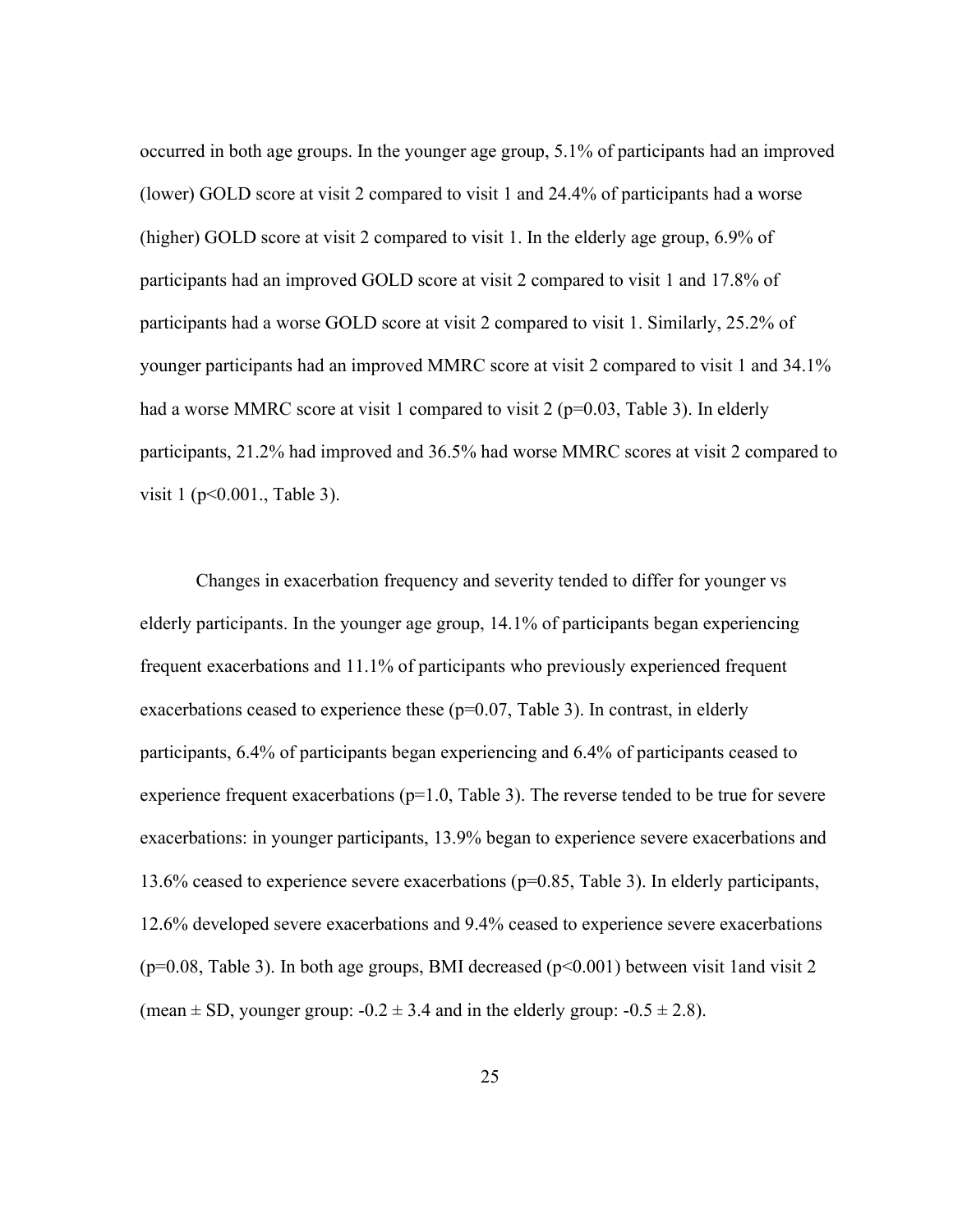occurred in both age groups. In the younger age group, 5.1% of participants had an improved (lower) GOLD score at visit 2 compared to visit 1 and 24.4% of participants had a worse (higher) GOLD score at visit 2 compared to visit 1. In the elderly age group, 6.9% of participants had an improved GOLD score at visit 2 compared to visit 1 and 17.8% of participants had a worse GOLD score at visit 2 compared to visit 1. Similarly, 25.2% of younger participants had an improved MMRC score at visit 2 compared to visit 1 and 34.1% had a worse MMRC score at visit 1 compared to visit 2 ($p=0.03$, Table 3). In elderly participants, 21.2% had improved and 36.5% had worse MMRC scores at visit 2 compared to visit 1 ($p<0.001$., Table 3).

Changes in exacerbation frequency and severity tended to differ for younger vs elderly participants. In the younger age group, 14.1% of participants began experiencing frequent exacerbations and 11.1% of participants who previously experienced frequent exacerbations ceased to experience these ($p=0.07$, Table 3). In contrast, in elderly participants, 6.4% of participants began experiencing and 6.4% of participants ceased to experience frequent exacerbations ($p=1.0$, Table 3). The reverse tended to be true for severe exacerbations: in younger participants, 13.9% began to experience severe exacerbations and 13.6% ceased to experience severe exacerbations ($p=0.85$, Table 3). In elderly participants, 12.6% developed severe exacerbations and 9.4% ceased to experience severe exacerbations ($p=0.08$, Table 3). In both age groups, BMI decreased ($p<0.001$) between visit 1and visit 2 (mean $\pm$ SD, younger group: $-0.2 \pm 3.4$ and in the elderly group: $-0.5 \pm 2.8$).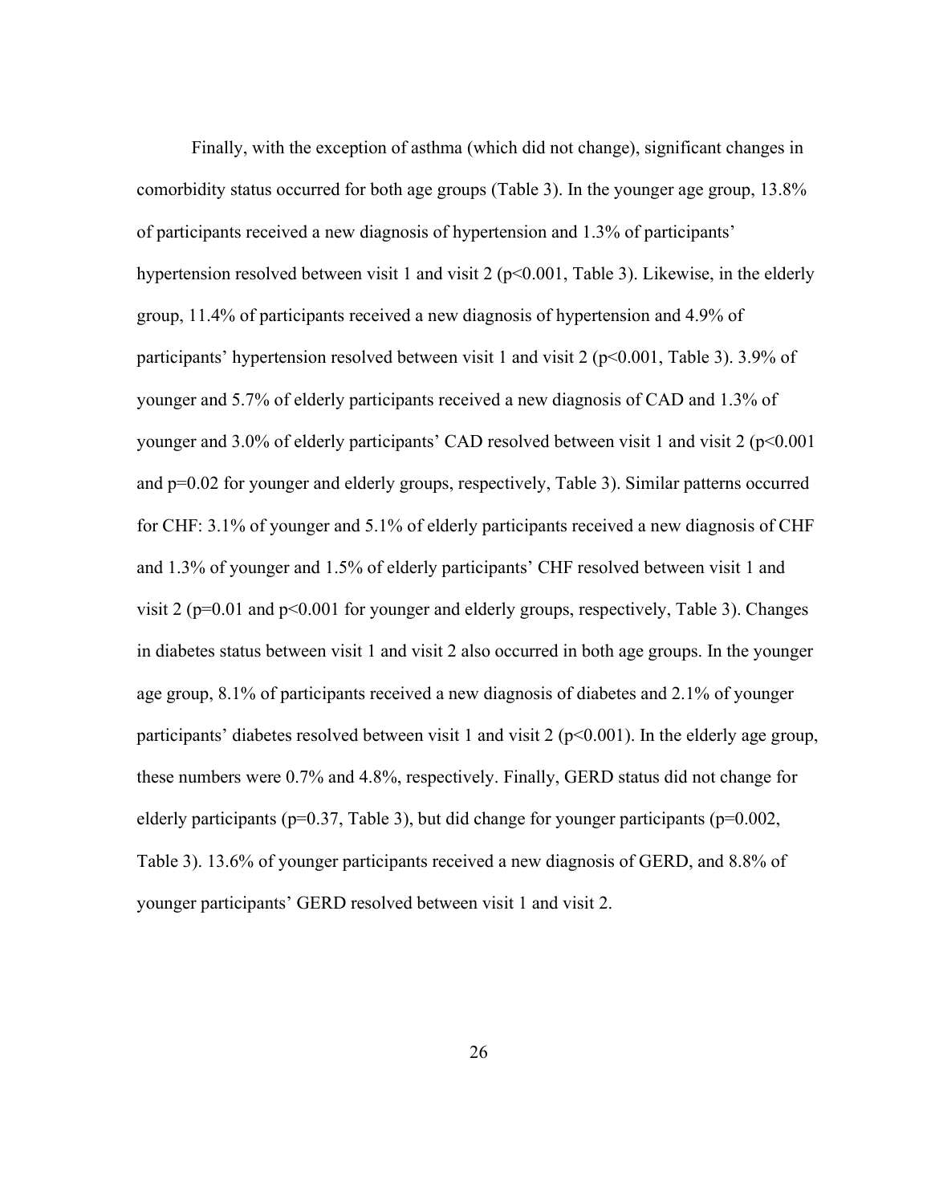Finally, with the exception of asthma (which did not change), significant changes in comorbidity status occurred for both age groups (Table 3). In the younger age group, 13.8% of participants received a new diagnosis of hypertension and 1.3% of participants' hypertension resolved between visit 1 and visit 2 ($p<0.001$, Table 3). Likewise, in the elderly group, 11.4% of participants received a new diagnosis of hypertension and 4.9% of participants' hypertension resolved between visit 1 and visit 2 ($p<0.001$, Table 3). 3.9% of younger and 5.7% of elderly participants received a new diagnosis of CAD and 1.3% of younger and 3.0% of elderly participants' CAD resolved between visit 1 and visit 2 ($p<0.001$ and $p=0.02$ for younger and elderly groups, respectively, Table 3). Similar patterns occurred for CHF: 3.1% of younger and 5.1% of elderly participants received a new diagnosis of CHF and 1.3% of younger and 1.5% of elderly participants' CHF resolved between visit 1 and visit 2 ($p=0.01$ and $p<0.001$ for younger and elderly groups, respectively, Table 3). Changes in diabetes status between visit 1 and visit 2 also occurred in both age groups. In the younger age group, 8.1% of participants received a new diagnosis of diabetes and 2.1% of younger participants' diabetes resolved between visit 1 and visit 2 ($p<0.001$). In the elderly age group, these numbers were 0.7% and 4.8%, respectively. Finally, GERD status did not change for elderly participants ($p=0.37$, Table 3), but did change for younger participants ($p=0.002$, Table 3). 13.6% of younger participants received a new diagnosis of GERD, and 8.8% of younger participants' GERD resolved between visit 1 and visit 2.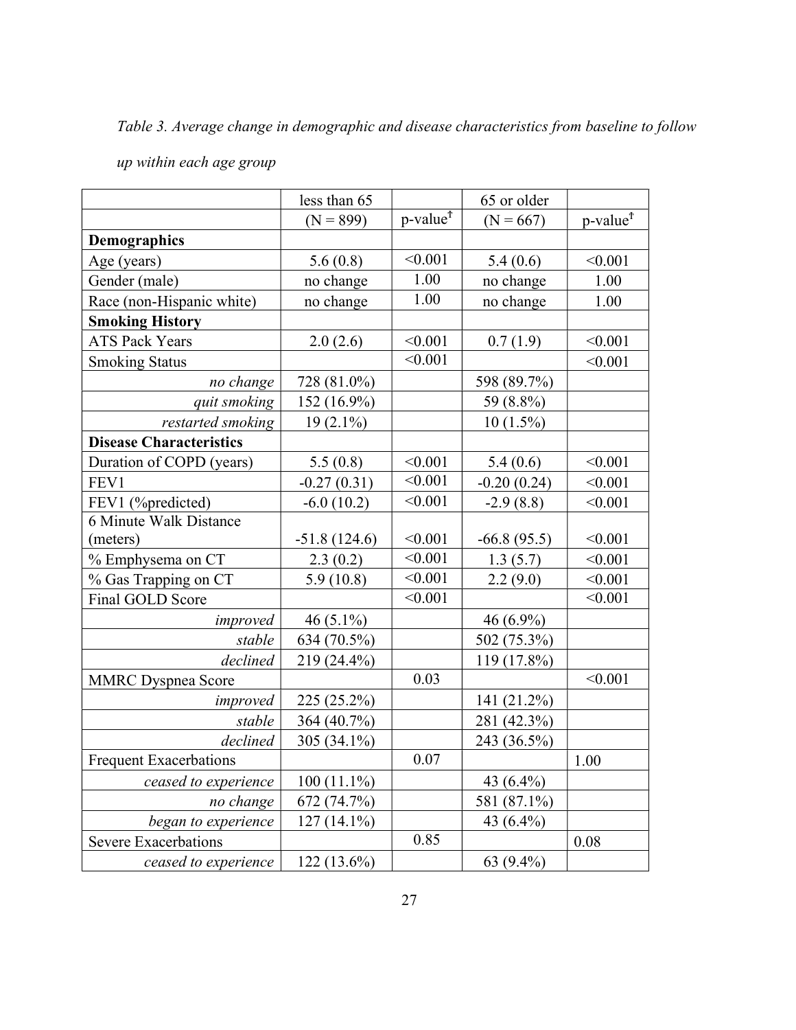*Table 3. Average change in demographic and disease characteristics from baseline to follow up within each age group*

| | less than 65 (N = 899) | p-value† | 65 or older (N = 667) | p-value† |
|---|---|---|---|---|
| **Demographics** | | | | |
| Age (years) | 5.6 (0.8) | <0.001 | 5.4 (0.6) | <0.001 |
| Gender (male) | no change | 1.00 | no change | 1.00 |
| Race (non-Hispanic white) | no change | 1.00 | no change | 1.00 |
| **Smoking History** | | | | |
| ATS Pack Years | 2.0 (2.6) | <0.001 | 0.7 (1.9) | <0.001 |
| Smoking Status | | <0.001 | | <0.001 |
| *no change* | 728 (81.0%) | | 598 (89.7%) | |
| *quit smoking* | 152 (16.9%) | | 59 (8.8%) | |
| *restarted smoking* | 19 (2.1%) | | 10 (1.5%) | |
| **Disease Characteristics** | | | | |
| Duration of COPD (years) | 5.5 (0.8) | <0.001 | 5.4 (0.6) | <0.001 |
| FEV1 | -0.27 (0.31) | <0.001 | -0.20 (0.24) | <0.001 |
| FEV1 (%predicted) | -6.0 (10.2) | <0.001 | -2.9 (8.8) | <0.001 |
| 6 Minute Walk Distance (meters) | -51.8 (124.6) | <0.001 | -66.8 (95.5) | <0.001 |
| % Emphysema on CT | 2.3 (0.2) | <0.001 | 1.3 (5.7) | <0.001 |
| % Gas Trapping on CT | 5.9 (10.8) | <0.001 | 2.2 (9.0) | <0.001 |
| Final GOLD Score | | <0.001 | | <0.001 |
| *improved* | 46 (5.1%) | | 46 (6.9%) | |
| *stable* | 634 (70.5%) | | 502 (75.3%) | |
| *declined* | 219 (24.4%) | | 119 (17.8%) | |
| MMRC Dyspnea Score | | 0.03 | | <0.001 |
| *improved* | 225 (25.2%) | | 141 (21.2%) | |
| *stable* | 364 (40.7%) | | 281 (42.3%) | |
| *declined* | 305 (34.1%) | | 243 (36.5%) | |
| Frequent Exacerbations | | 0.07 | | 1.00 |
| *ceased to experience* | 100 (11.1%) | | 43 (6.4%) | |
| *no change* | 672 (74.7%) | | 581 (87.1%) | |
| *began to experience* | 127 (14.1%) | | 43 (6.4%) | |
| Severe Exacerbations | | 0.85 | | 0.08 |
| *ceased to experience* | 122 (13.6%) | | 63 (9.4%) | |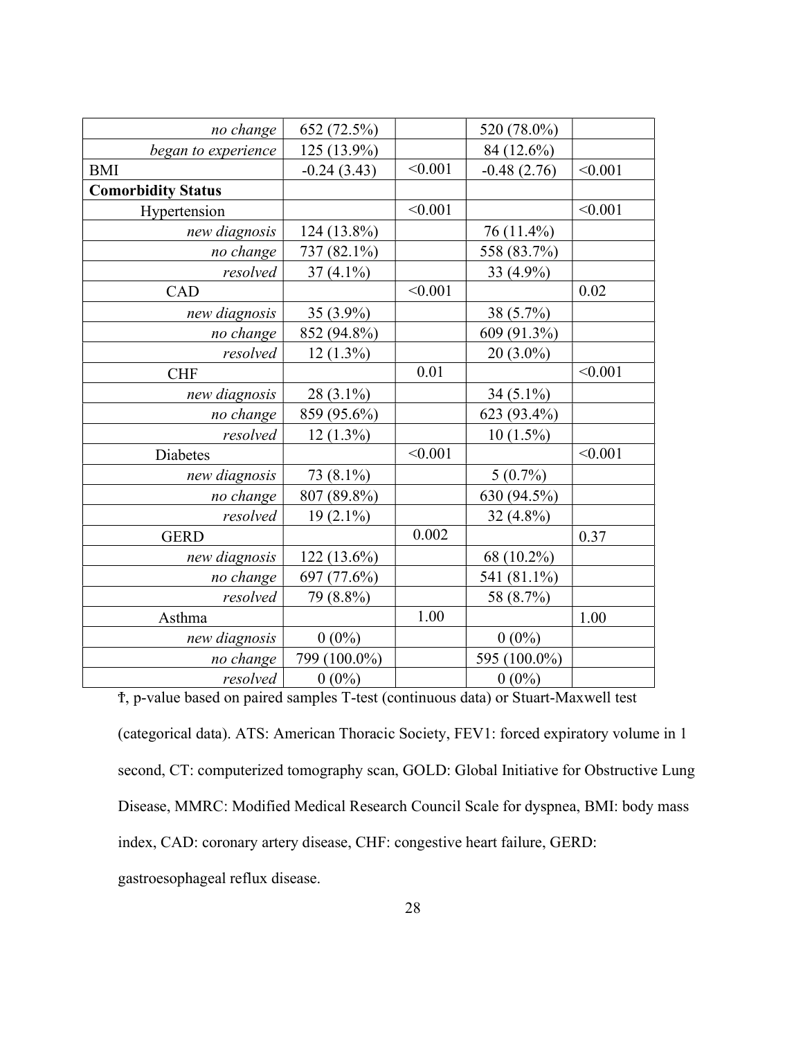| | | | | |
|---|---|---|---|---|
| *no change* | 652 (72.5%) | | 520 (78.0%) | |
| *began to experience* | 125 (13.9%) | | 84 (12.6%) | |
| BMI | -0.24 (3.43) | <0.001 | -0.48 (2.76) | <0.001 |
| **Comorbidity Status** | | | | |
| Hypertension | | <0.001 | | <0.001 |
| *new diagnosis* | 124 (13.8%) | | 76 (11.4%) | |
| *no change* | 737 (82.1%) | | 558 (83.7%) | |
| *resolved* | 37 (4.1%) | | 33 (4.9%) | |
| CAD | | <0.001 | | 0.02 |
| *new diagnosis* | 35 (3.9%) | | 38 (5.7%) | |
| *no change* | 852 (94.8%) | | 609 (91.3%) | |
| *resolved* | 12 (1.3%) | | 20 (3.0%) | |
| CHF | | 0.01 | | <0.001 |
| *new diagnosis* | 28 (3.1%) | | 34 (5.1%) | |
| *no change* | 859 (95.6%) | | 623 (93.4%) | |
| *resolved* | 12 (1.3%) | | 10 (1.5%) | |
| Diabetes | | <0.001 | | <0.001 |
| *new diagnosis* | 73 (8.1%) | | 5 (0.7%) | |
| *no change* | 807 (89.8%) | | 630 (94.5%) | |
| *resolved* | 19 (2.1%) | | 32 (4.8%) | |
| GERD | | 0.002 | | 0.37 |
| *new diagnosis* | 122 (13.6%) | | 68 (10.2%) | |
| *no change* | 697 (77.6%) | | 541 (81.1%) | |
| *resolved* | 79 (8.8%) | | 58 (8.7%) | |
| Asthma | | 1.00 | | 1.00 |
| *new diagnosis* | 0 (0%) | | 0 (0%) | |
| *no change* | 799 (100.0%) | | 595 (100.0%) | |
| *resolved* | 0 (0%) | | 0 (0%) | |

Ŧ, p-value based on paired samples T-test (continuous data) or Stuart-Maxwell test (categorical data). ATS: American Thoracic Society, FEV1: forced expiratory volume in 1 second, CT: computerized tomography scan, GOLD: Global Initiative for Obstructive Lung Disease, MMRC: Modified Medical Research Council Scale for dyspnea, BMI: body mass index, CAD: coronary artery disease, CHF: congestive heart failure, GERD: gastroesophageal reflux disease.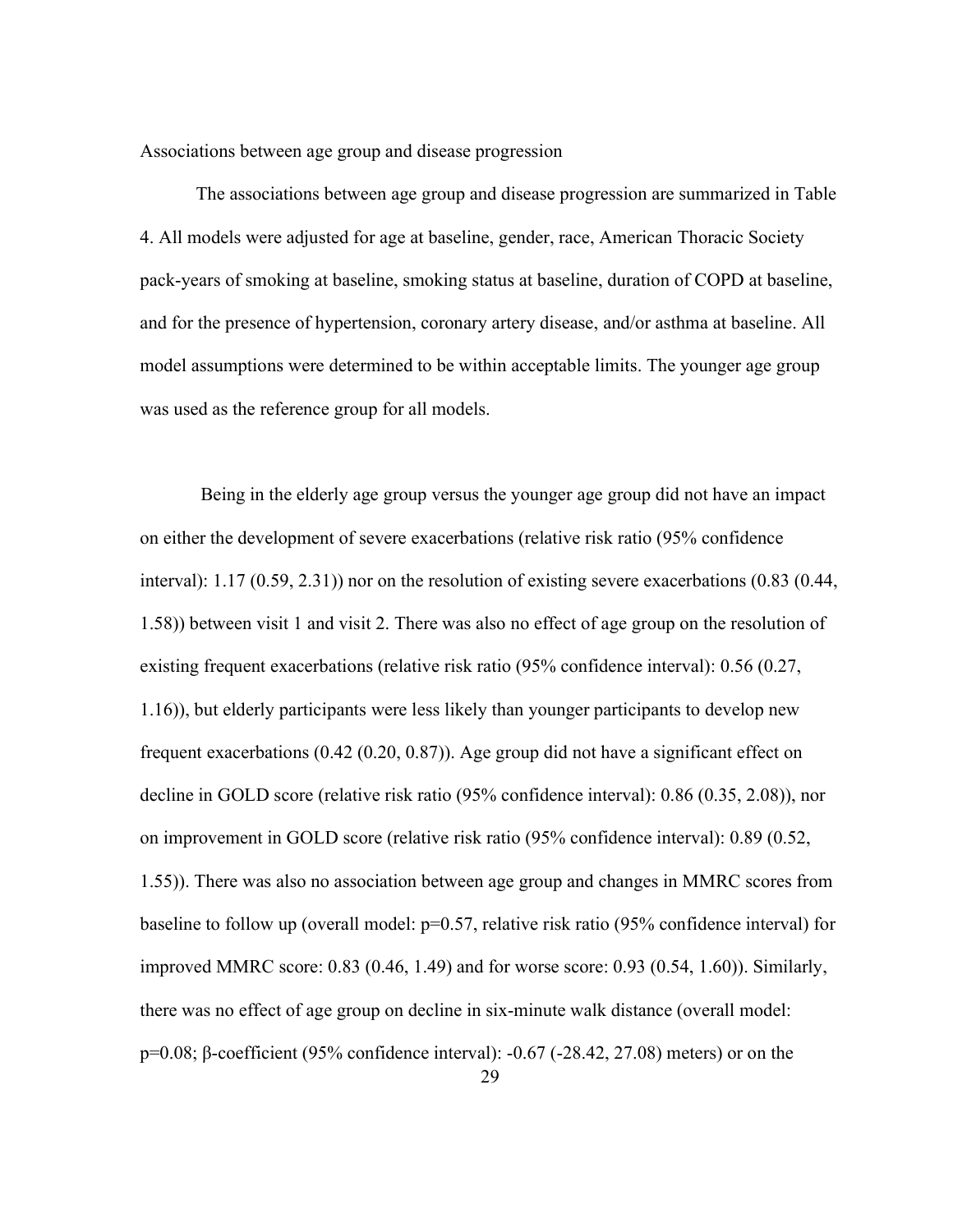## Associations between age group and disease progression

The associations between age group and disease progression are summarized in Table 4. All models were adjusted for age at baseline, gender, race, American Thoracic Society pack-years of smoking at baseline, smoking status at baseline, duration of COPD at baseline, and for the presence of hypertension, coronary artery disease, and/or asthma at baseline. All model assumptions were determined to be within acceptable limits. The younger age group was used as the reference group for all models.

Being in the elderly age group versus the younger age group did not have an impact on either the development of severe exacerbations (relative risk ratio (95% confidence interval): 1.17 (0.59, 2.31)) nor on the resolution of existing severe exacerbations (0.83 (0.44, 1.58)) between visit 1 and visit 2. There was also no effect of age group on the resolution of existing frequent exacerbations (relative risk ratio (95% confidence interval): 0.56 (0.27, 1.16)), but elderly participants were less likely than younger participants to develop new frequent exacerbations (0.42 (0.20, 0.87)). Age group did not have a significant effect on decline in GOLD score (relative risk ratio (95% confidence interval): 0.86 (0.35, 2.08)), nor on improvement in GOLD score (relative risk ratio (95% confidence interval): 0.89 (0.52, 1.55)). There was also no association between age group and changes in MMRC scores from baseline to follow up (overall model: $p=0.57$, relative risk ratio (95% confidence interval) for improved MMRC score: 0.83 (0.46, 1.49) and for worse score: 0.93 (0.54, 1.60)). Similarly, there was no effect of age group on decline in six-minute walk distance (overall model: $p=0.08$; $\beta$-coefficient (95% confidence interval): -0.67 (-28.42, 27.08) meters) or on the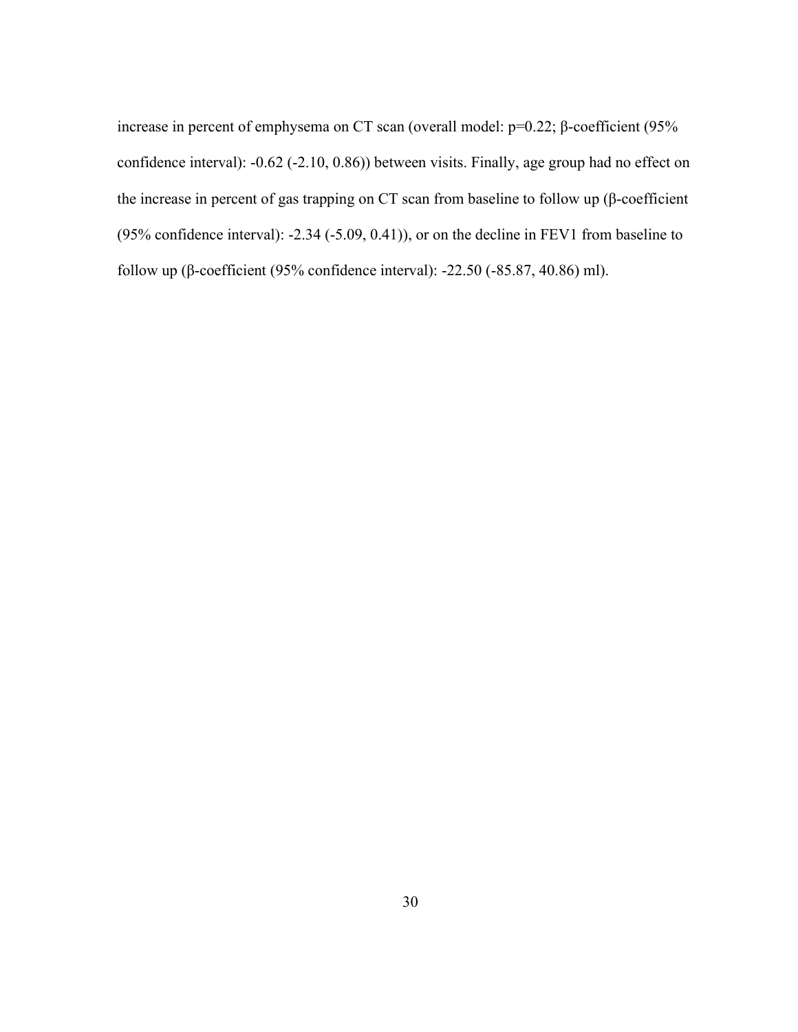increase in percent of emphysema on CT scan (overall model: $p=0.22$; β-coefficient (95% confidence interval): -0.62 (-2.10, 0.86)) between visits. Finally, age group had no effect on the increase in percent of gas trapping on CT scan from baseline to follow up (β-coefficient (95% confidence interval): -2.34 (-5.09, 0.41)), or on the decline in FEV1 from baseline to follow up (β-coefficient (95% confidence interval): -22.50 (-85.87, 40.86) ml).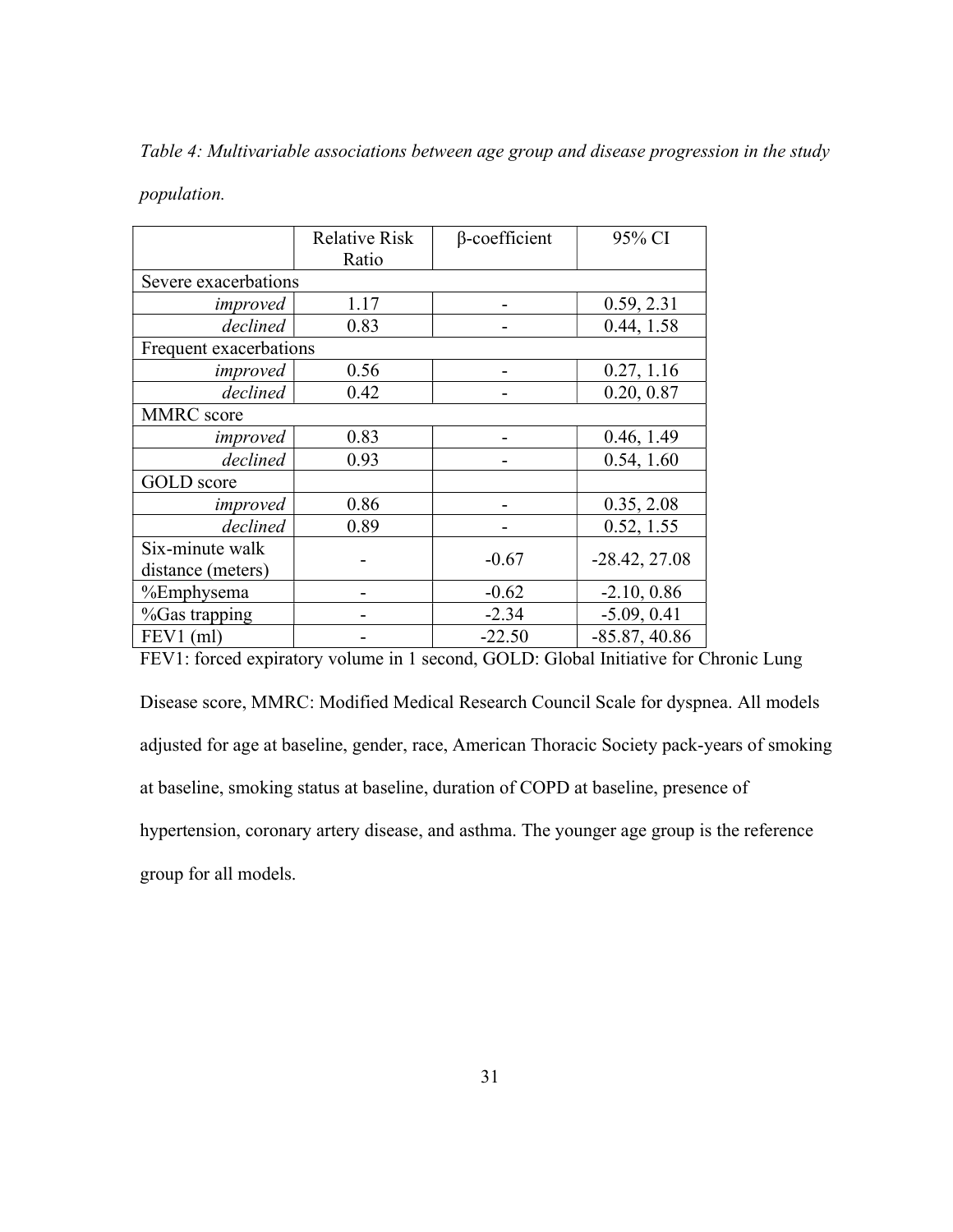*Table 4: Multivariable associations between age group and disease progression in the study population.*

| | Relative Risk Ratio | β-coefficient | 95% CI |
|---|---|---|---|
| Severe exacerbations | | | |
| *improved* | 1.17 | - | 0.59, 2.31 |
| *declined* | 0.83 | - | 0.44, 1.58 |
| Frequent exacerbations | | | |
| *improved* | 0.56 | - | 0.27, 1.16 |
| *declined* | 0.42 | - | 0.20, 0.87 |
| MMRC score | | | |
| *improved* | 0.83 | - | 0.46, 1.49 |
| *declined* | 0.93 | - | 0.54, 1.60 |
| GOLD score | | | |
| *improved* | 0.86 | - | 0.35, 2.08 |
| *declined* | 0.89 | - | 0.52, 1.55 |
| Six-minute walk distance (meters) | - | -0.67 | -28.42, 27.08 |
| %Emphysema | - | -0.62 | -2.10, 0.86 |
| %Gas trapping | - | -2.34 | -5.09, 0.41 |
| FEV1 (ml) | - | -22.50 | -85.87, 40.86 |

FEV1: forced expiratory volume in 1 second, GOLD: Global Initiative for Chronic Lung Disease score, MMRC: Modified Medical Research Council Scale for dyspnea. All models adjusted for age at baseline, gender, race, American Thoracic Society pack-years of smoking at baseline, smoking status at baseline, duration of COPD at baseline, presence of hypertension, coronary artery disease, and asthma. The younger age group is the reference group for all models.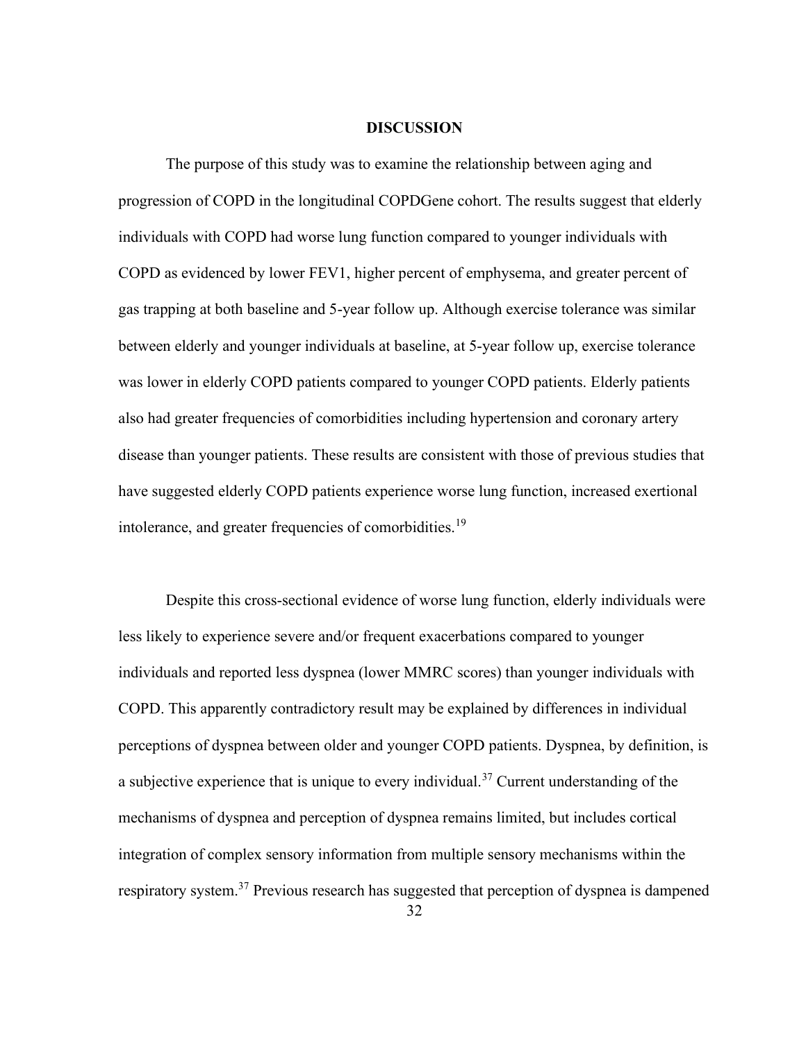# DISCUSSION

The purpose of this study was to examine the relationship between aging and progression of COPD in the longitudinal COPDGene cohort. The results suggest that elderly individuals with COPD had worse lung function compared to younger individuals with COPD as evidenced by lower FEV1, higher percent of emphysema, and greater percent of gas trapping at both baseline and 5-year follow up. Although exercise tolerance was similar between elderly and younger individuals at baseline, at 5-year follow up, exercise tolerance was lower in elderly COPD patients compared to younger COPD patients. Elderly patients also had greater frequencies of comorbidities including hypertension and coronary artery disease than younger patients. These results are consistent with those of previous studies that have suggested elderly COPD patients experience worse lung function, increased exertional intolerance, and greater frequencies of comorbidities.[19]

Despite this cross-sectional evidence of worse lung function, elderly individuals were less likely to experience severe and/or frequent exacerbations compared to younger individuals and reported less dyspnea (lower MMRC scores) than younger individuals with COPD. This apparently contradictory result may be explained by differences in individual perceptions of dyspnea between older and younger COPD patients. Dyspnea, by definition, is a subjective experience that is unique to every individual.[37] Current understanding of the mechanisms of dyspnea and perception of dyspnea remains limited, but includes cortical integration of complex sensory information from multiple sensory mechanisms within the respiratory system.[37] Previous research has suggested that perception of dyspnea is dampened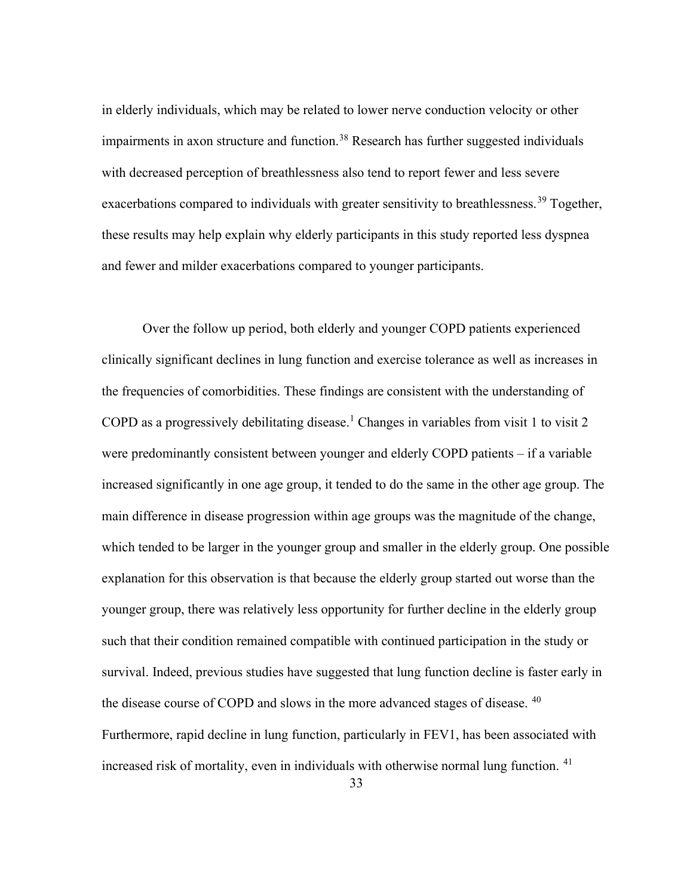in elderly individuals, which may be related to lower nerve conduction velocity or other impairments in axon structure and function.[38] Research has further suggested individuals with decreased perception of breathlessness also tend to report fewer and less severe exacerbations compared to individuals with greater sensitivity to breathlessness.[39] Together, these results may help explain why elderly participants in this study reported less dyspnea and fewer and milder exacerbations compared to younger participants.

Over the follow up period, both elderly and younger COPD patients experienced clinically significant declines in lung function and exercise tolerance as well as increases in the frequencies of comorbidities. These findings are consistent with the understanding of COPD as a progressively debilitating disease.[1] Changes in variables from visit 1 to visit 2 were predominantly consistent between younger and elderly COPD patients – if a variable increased significantly in one age group, it tended to do the same in the other age group. The main difference in disease progression within age groups was the magnitude of the change, which tended to be larger in the younger group and smaller in the elderly group. One possible explanation for this observation is that because the elderly group started out worse than the younger group, there was relatively less opportunity for further decline in the elderly group such that their condition remained compatible with continued participation in the study or survival. Indeed, previous studies have suggested that lung function decline is faster early in the disease course of COPD and slows in the more advanced stages of disease. [40] Furthermore, rapid decline in lung function, particularly in FEV1, has been associated with increased risk of mortality, even in individuals with otherwise normal lung function. [41]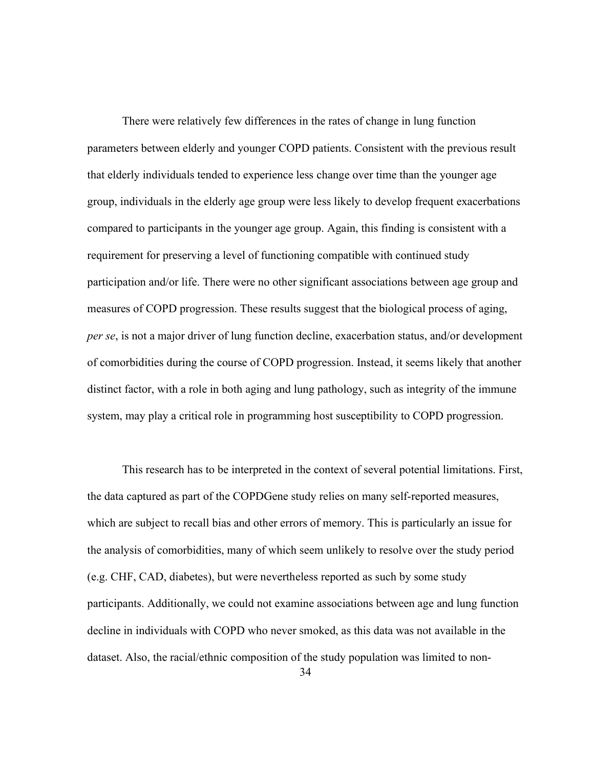There were relatively few differences in the rates of change in lung function parameters between elderly and younger COPD patients. Consistent with the previous result that elderly individuals tended to experience less change over time than the younger age group, individuals in the elderly age group were less likely to develop frequent exacerbations compared to participants in the younger age group. Again, this finding is consistent with a requirement for preserving a level of functioning compatible with continued study participation and/or life. There were no other significant associations between age group and measures of COPD progression. These results suggest that the biological process of aging, *per se*, is not a major driver of lung function decline, exacerbation status, and/or development of comorbidities during the course of COPD progression. Instead, it seems likely that another distinct factor, with a role in both aging and lung pathology, such as integrity of the immune system, may play a critical role in programming host susceptibility to COPD progression.

This research has to be interpreted in the context of several potential limitations. First, the data captured as part of the COPDGene study relies on many self-reported measures, which are subject to recall bias and other errors of memory. This is particularly an issue for the analysis of comorbidities, many of which seem unlikely to resolve over the study period (e.g. CHF, CAD, diabetes), but were nevertheless reported as such by some study participants. Additionally, we could not examine associations between age and lung function decline in individuals with COPD who never smoked, as this data was not available in the dataset. Also, the racial/ethnic composition of the study population was limited to non-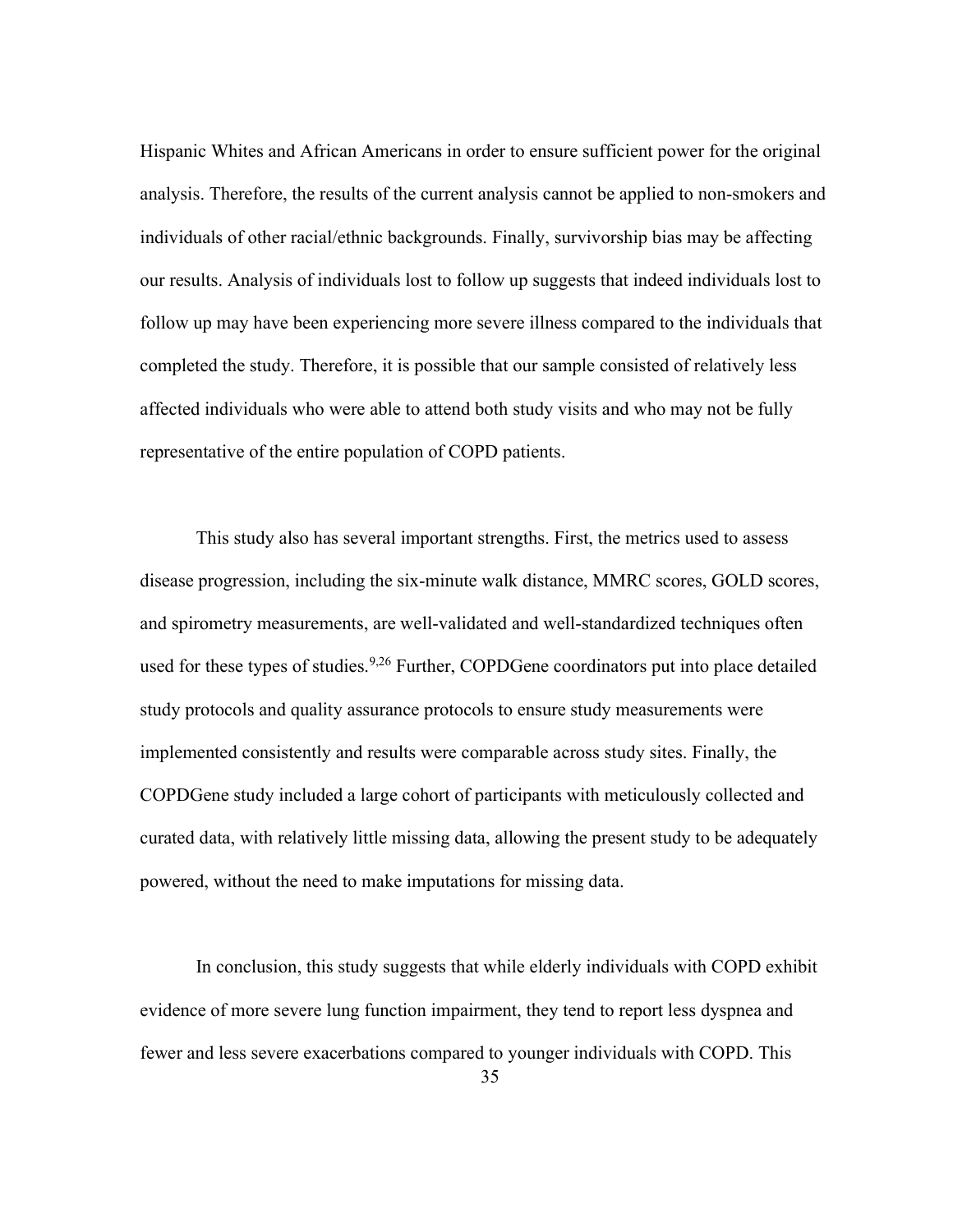Hispanic Whites and African Americans in order to ensure sufficient power for the original analysis. Therefore, the results of the current analysis cannot be applied to non-smokers and individuals of other racial/ethnic backgrounds. Finally, survivorship bias may be affecting our results. Analysis of individuals lost to follow up suggests that indeed individuals lost to follow up may have been experiencing more severe illness compared to the individuals that completed the study. Therefore, it is possible that our sample consisted of relatively less affected individuals who were able to attend both study visits and who may not be fully representative of the entire population of COPD patients.

This study also has several important strengths. First, the metrics used to assess disease progression, including the six-minute walk distance, MMRC scores, GOLD scores, and spirometry measurements, are well-validated and well-standardized techniques often used for these types of studies.[9,26] Further, COPDGene coordinators put into place detailed study protocols and quality assurance protocols to ensure study measurements were implemented consistently and results were comparable across study sites. Finally, the COPDGene study included a large cohort of participants with meticulously collected and curated data, with relatively little missing data, allowing the present study to be adequately powered, without the need to make imputations for missing data.

In conclusion, this study suggests that while elderly individuals with COPD exhibit evidence of more severe lung function impairment, they tend to report less dyspnea and fewer and less severe exacerbations compared to younger individuals with COPD. This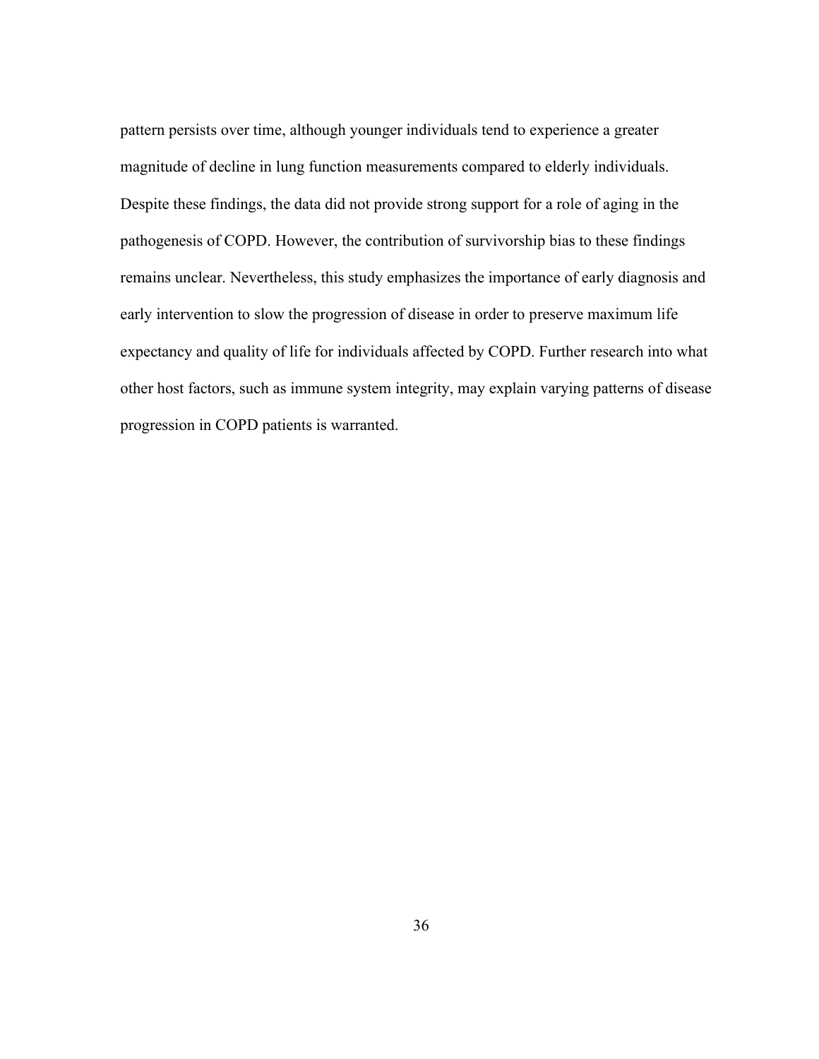pattern persists over time, although younger individuals tend to experience a greater magnitude of decline in lung function measurements compared to elderly individuals. Despite these findings, the data did not provide strong support for a role of aging in the pathogenesis of COPD. However, the contribution of survivorship bias to these findings remains unclear. Nevertheless, this study emphasizes the importance of early diagnosis and early intervention to slow the progression of disease in order to preserve maximum life expectancy and quality of life for individuals affected by COPD. Further research into what other host factors, such as immune system integrity, may explain varying patterns of disease progression in COPD patients is warranted.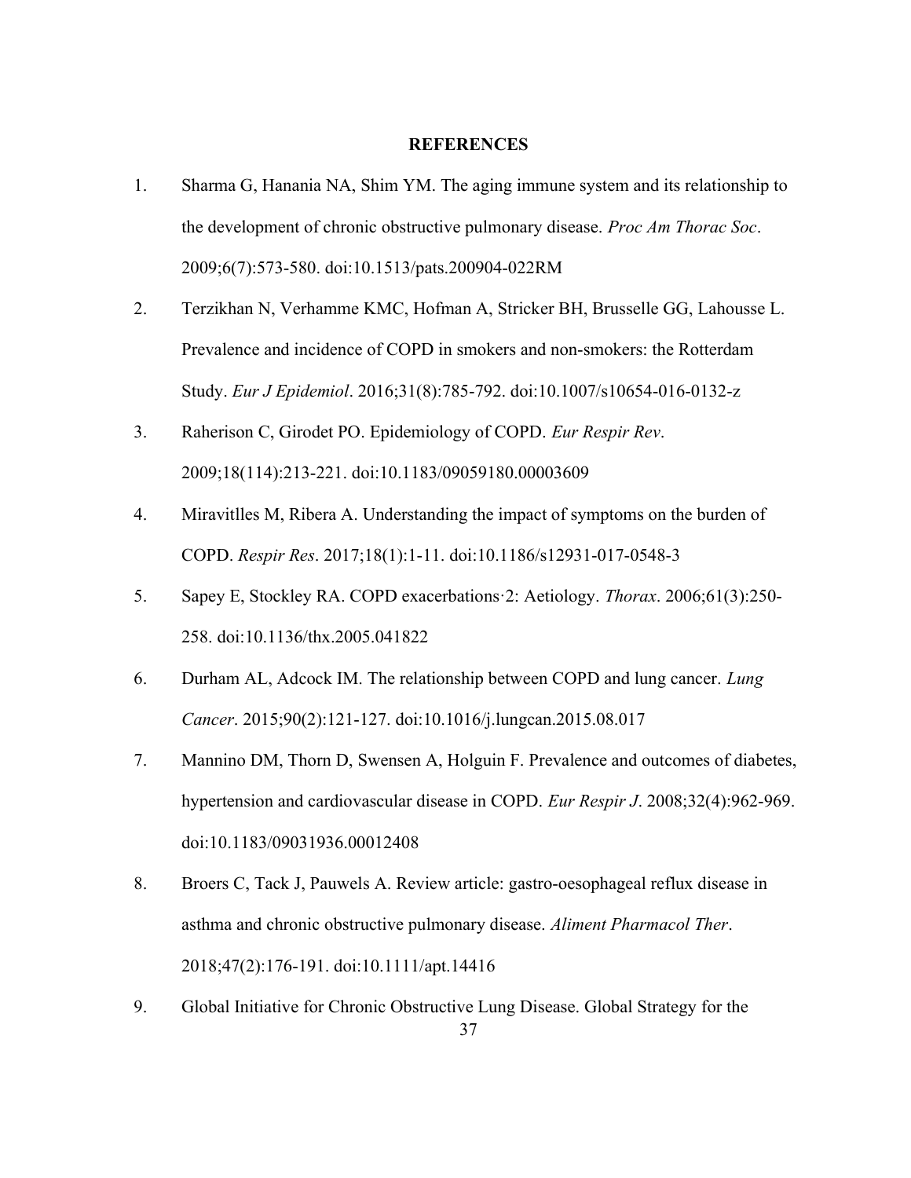## REFERENCES

1. Sharma G, Hanania NA, Shim YM. The aging immune system and its relationship to the development of chronic obstructive pulmonary disease. *Proc Am Thorac Soc*. 2009;6(7):573-580. doi:10.1513/pats.200904-022RM
2. Terzikhan N, Verhamme KMC, Hofman A, Stricker BH, Brusselle GG, Lahousse L. Prevalence and incidence of COPD in smokers and non-smokers: the Rotterdam Study. *Eur J Epidemiol*. 2016;31(8):785-792. doi:10.1007/s10654-016-0132-z
3. Raherison C, Girodet PO. Epidemiology of COPD. *Eur Respir Rev*. 2009;18(114):213-221. doi:10.1183/09059180.00003609
4. Miravitlles M, Ribera A. Understanding the impact of symptoms on the burden of COPD. *Respir Res*. 2017;18(1):1-11. doi:10.1186/s12931-017-0548-3
5. Sapey E, Stockley RA. COPD exacerbations·2: Aetiology. *Thorax*. 2006;61(3):250-258. doi:10.1136/thx.2005.041822
6. Durham AL, Adcock IM. The relationship between COPD and lung cancer. *Lung Cancer*. 2015;90(2):121-127. doi:10.1016/j.lungcan.2015.08.017
7. Mannino DM, Thorn D, Swensen A, Holguin F. Prevalence and outcomes of diabetes, hypertension and cardiovascular disease in COPD. *Eur Respir J*. 2008;32(4):962-969. doi:10.1183/09031936.00012408
8. Broers C, Tack J, Pauwels A. Review article: gastro-oesophageal reflux disease in asthma and chronic obstructive pulmonary disease. *Aliment Pharmacol Ther*. 2018;47(2):176-191. doi:10.1111/apt.14416
9. Global Initiative for Chronic Obstructive Lung Disease. Global Strategy for the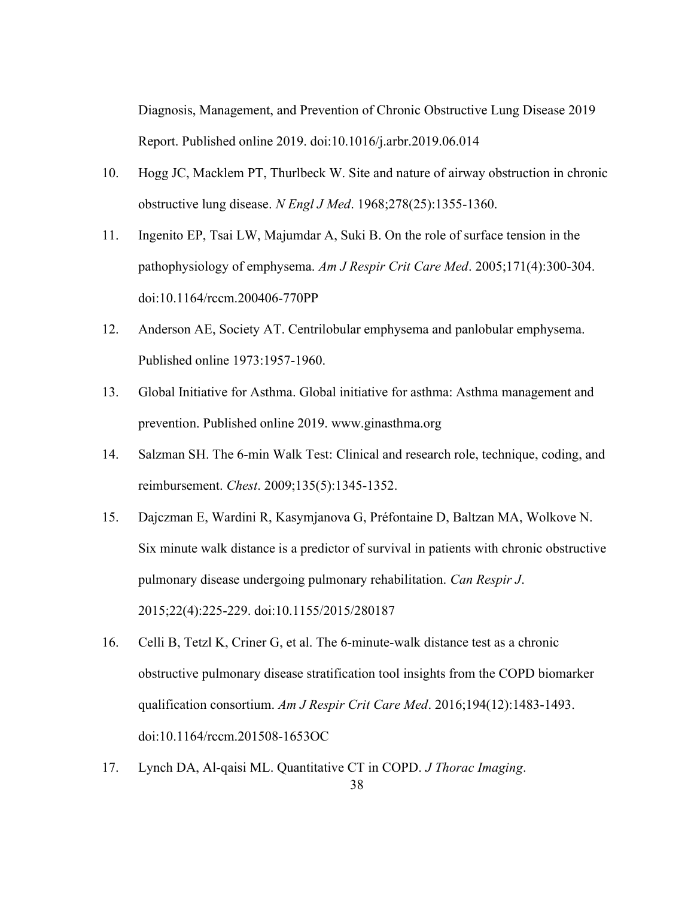Diagnosis, Management, and Prevention of Chronic Obstructive Lung Disease 2019 Report. Published online 2019. doi:10.1016/j.arbr.2019.06.014

10. Hogg JC, Macklem PT, Thurlbeck W. Site and nature of airway obstruction in chronic obstructive lung disease. *N Engl J Med*. 1968;278(25):1355-1360.

11. Ingenito EP, Tsai LW, Majumdar A, Suki B. On the role of surface tension in the pathophysiology of emphysema. *Am J Respir Crit Care Med*. 2005;171(4):300-304. doi:10.1164/rccm.200406-770PP

12. Anderson AE, Society AT. Centrilobular emphysema and panlobular emphysema. Published online 1973:1957-1960.

13. Global Initiative for Asthma. Global initiative for asthma: Asthma management and prevention. Published online 2019. www.ginasthma.org

14. Salzman SH. The 6-min Walk Test: Clinical and research role, technique, coding, and reimbursement. *Chest*. 2009;135(5):1345-1352.

15. Dajczman E, Wardini R, Kasymjanova G, Préfontaine D, Baltzan MA, Wolkove N. Six minute walk distance is a predictor of survival in patients with chronic obstructive pulmonary disease undergoing pulmonary rehabilitation. *Can Respir J*. 2015;22(4):225-229. doi:10.1155/2015/280187

16. Celli B, Tetzl K, Criner G, et al. The 6-minute-walk distance test as a chronic obstructive pulmonary disease stratification tool insights from the COPD biomarker qualification consortium. *Am J Respir Crit Care Med*. 2016;194(12):1483-1493. doi:10.1164/rccm.201508-1653OC

17. Lynch DA, Al-qaisi ML. Quantitative CT in COPD. *J Thorac Imaging*.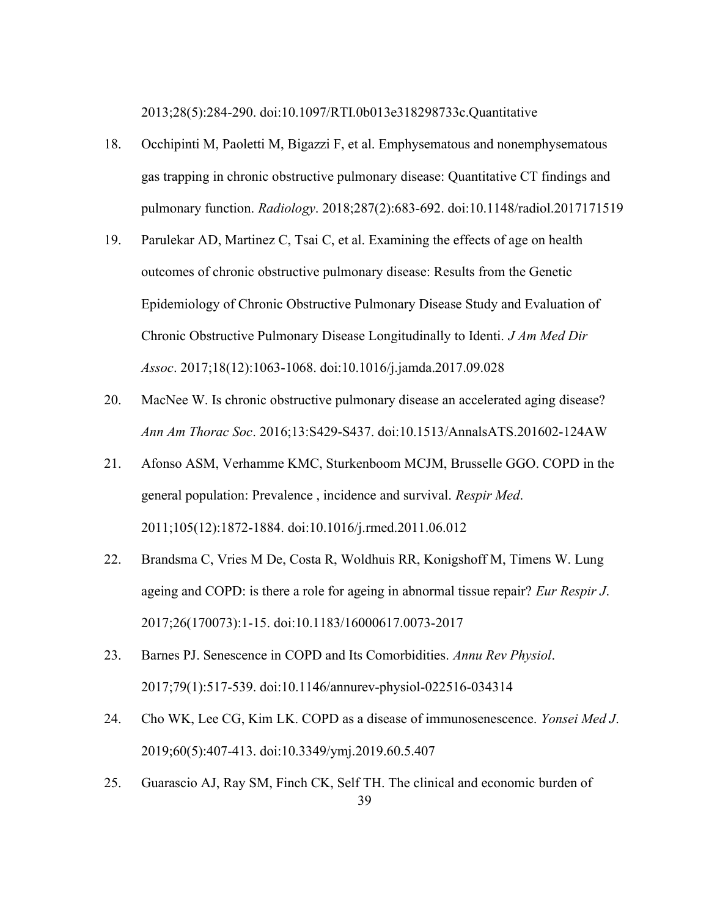2013;28(5):284-290. doi:10.1097/RTI.0b013e318298733c.Quantitative

18. Occhipinti M, Paoletti M, Bigazzi F, et al. Emphysematous and nonemphysematous gas trapping in chronic obstructive pulmonary disease: Quantitative CT findings and pulmonary function. *Radiology*. 2018;287(2):683-692. doi:10.1148/radiol.2017171519

19. Parulekar AD, Martinez C, Tsai C, et al. Examining the effects of age on health outcomes of chronic obstructive pulmonary disease: Results from the Genetic Epidemiology of Chronic Obstructive Pulmonary Disease Study and Evaluation of Chronic Obstructive Pulmonary Disease Longitudinally to Identi. *J Am Med Dir Assoc*. 2017;18(12):1063-1068. doi:10.1016/j.jamda.2017.09.028

20. MacNee W. Is chronic obstructive pulmonary disease an accelerated aging disease? *Ann Am Thorac Soc*. 2016;13:S429-S437. doi:10.1513/AnnalsATS.201602-124AW

21. Afonso ASM, Verhamme KMC, Sturkenboom MCJM, Brusselle GGO. COPD in the general population: Prevalence , incidence and survival. *Respir Med*. 2011;105(12):1872-1884. doi:10.1016/j.rmed.2011.06.012

22. Brandsma C, Vries M De, Costa R, Woldhuis RR, Konigshoff M, Timens W. Lung ageing and COPD: is there a role for ageing in abnormal tissue repair? *Eur Respir J*. 2017;26(170073):1-15. doi:10.1183/16000617.0073-2017

23. Barnes PJ. Senescence in COPD and Its Comorbidities. *Annu Rev Physiol*. 2017;79(1):517-539. doi:10.1146/annurev-physiol-022516-034314

24. Cho WK, Lee CG, Kim LK. COPD as a disease of immunosenescence. *Yonsei Med J*. 2019;60(5):407-413. doi:10.3349/ymj.2019.60.5.407

25. Guarascio AJ, Ray SM, Finch CK, Self TH. The clinical and economic burden of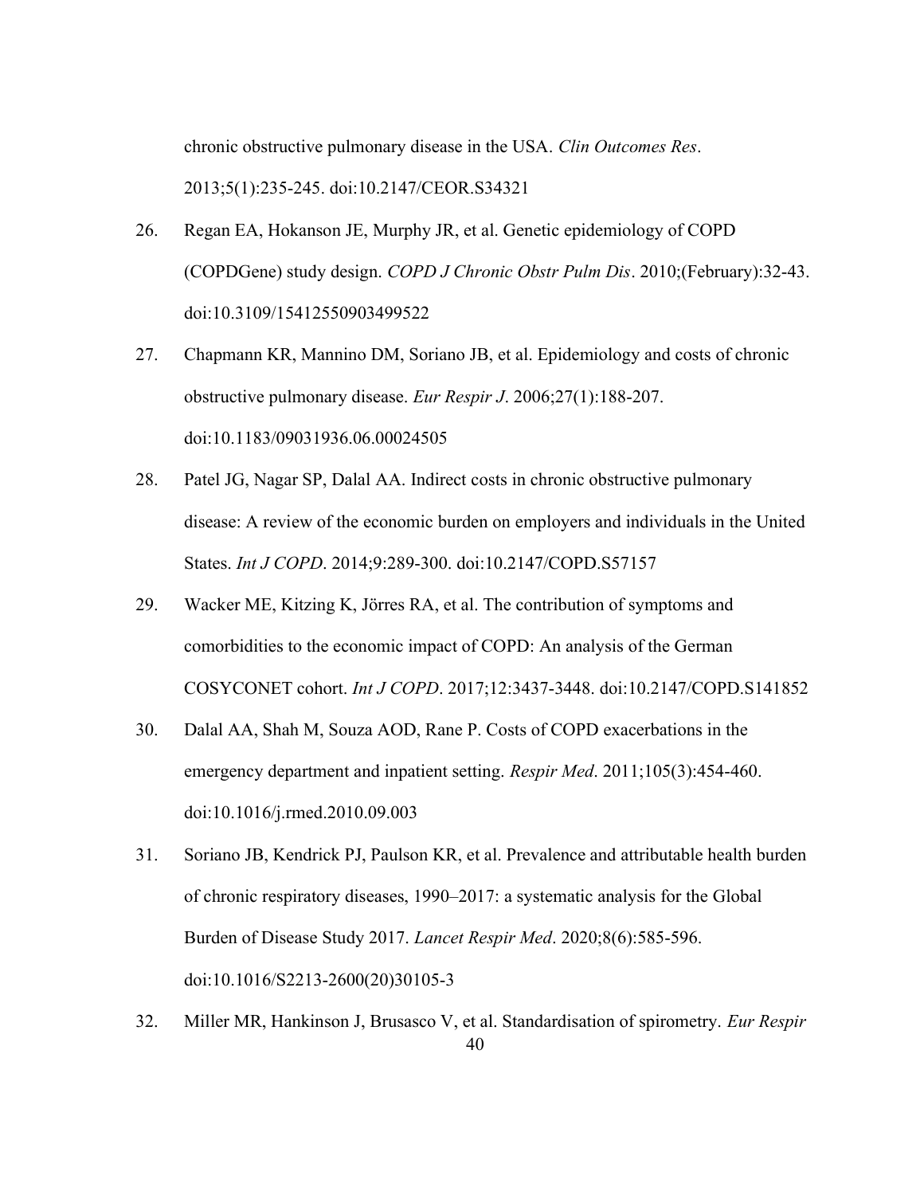chronic obstructive pulmonary disease in the USA. *Clin Outcomes Res*. 2013;5(1):235-245. doi:10.2147/CEOR.S34321

26. Regan EA, Hokanson JE, Murphy JR, et al. Genetic epidemiology of COPD (COPDGene) study design. *COPD J Chronic Obstr Pulm Dis*. 2010;(February):32-43. doi:10.3109/15412550903499522

27. Chapmann KR, Mannino DM, Soriano JB, et al. Epidemiology and costs of chronic obstructive pulmonary disease. *Eur Respir J*. 2006;27(1):188-207. doi:10.1183/09031936.06.00024505

28. Patel JG, Nagar SP, Dalal AA. Indirect costs in chronic obstructive pulmonary disease: A review of the economic burden on employers and individuals in the United States. *Int J COPD*. 2014;9:289-300. doi:10.2147/COPD.S57157

29. Wacker ME, Kitzing K, Jörres RA, et al. The contribution of symptoms and comorbidities to the economic impact of COPD: An analysis of the German COSYCONET cohort. *Int J COPD*. 2017;12:3437-3448. doi:10.2147/COPD.S141852

30. Dalal AA, Shah M, Souza AOD, Rane P. Costs of COPD exacerbations in the emergency department and inpatient setting. *Respir Med*. 2011;105(3):454-460. doi:10.1016/j.rmed.2010.09.003

31. Soriano JB, Kendrick PJ, Paulson KR, et al. Prevalence and attributable health burden of chronic respiratory diseases, 1990–2017: a systematic analysis for the Global Burden of Disease Study 2017. *Lancet Respir Med*. 2020;8(6):585-596. doi:10.1016/S2213-2600(20)30105-3

32. Miller MR, Hankinson J, Brusasco V, et al. Standardisation of spirometry. *Eur Respir*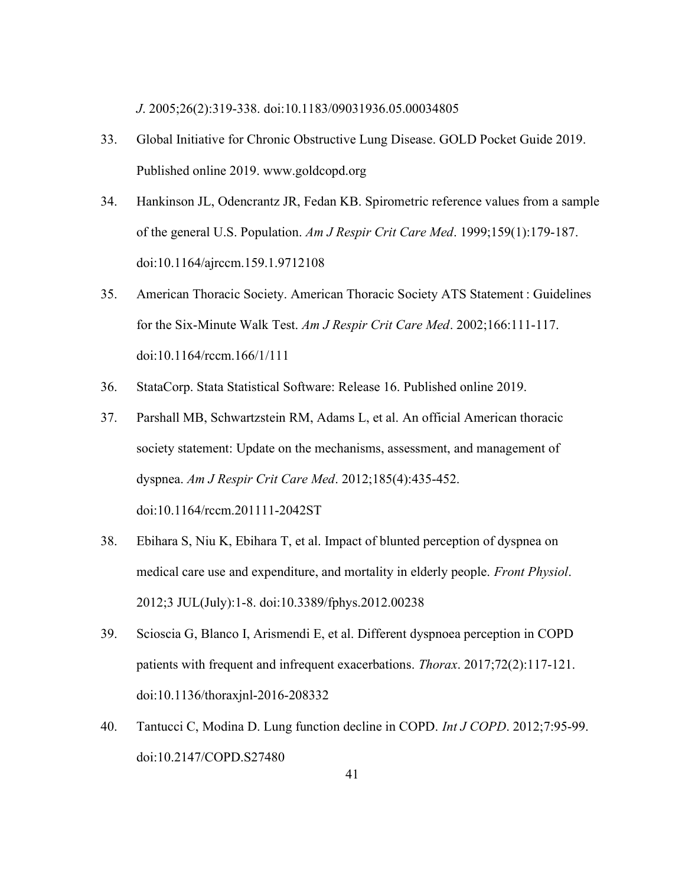*J*. 2005;26(2):319-338. doi:10.1183/09031936.05.00034805

33. Global Initiative for Chronic Obstructive Lung Disease. GOLD Pocket Guide 2019. Published online 2019. www.goldcopd.org

34. Hankinson JL, Odencrantz JR, Fedan KB. Spirometric reference values from a sample of the general U.S. Population. *Am J Respir Crit Care Med*. 1999;159(1):179-187. doi:10.1164/ajrccm.159.1.9712108

35. American Thoracic Society. American Thoracic Society ATS Statement : Guidelines for the Six-Minute Walk Test. *Am J Respir Crit Care Med*. 2002;166:111-117. doi:10.1164/rccm.166/1/111

36. StataCorp. Stata Statistical Software: Release 16. Published online 2019.

37. Parshall MB, Schwartzstein RM, Adams L, et al. An official American thoracic society statement: Update on the mechanisms, assessment, and management of dyspnea. *Am J Respir Crit Care Med*. 2012;185(4):435-452. doi:10.1164/rccm.201111-2042ST

38. Ebihara S, Niu K, Ebihara T, et al. Impact of blunted perception of dyspnea on medical care use and expenditure, and mortality in elderly people. *Front Physiol*. 2012;3 JUL(July):1-8. doi:10.3389/fphys.2012.00238

39. Scioscia G, Blanco I, Arismendi E, et al. Different dyspnoea perception in COPD patients with frequent and infrequent exacerbations. *Thorax*. 2017;72(2):117-121. doi:10.1136/thoraxjnl-2016-208332

40. Tantucci C, Modina D. Lung function decline in COPD. *Int J COPD*. 2012;7:95-99. doi:10.2147/COPD.S27480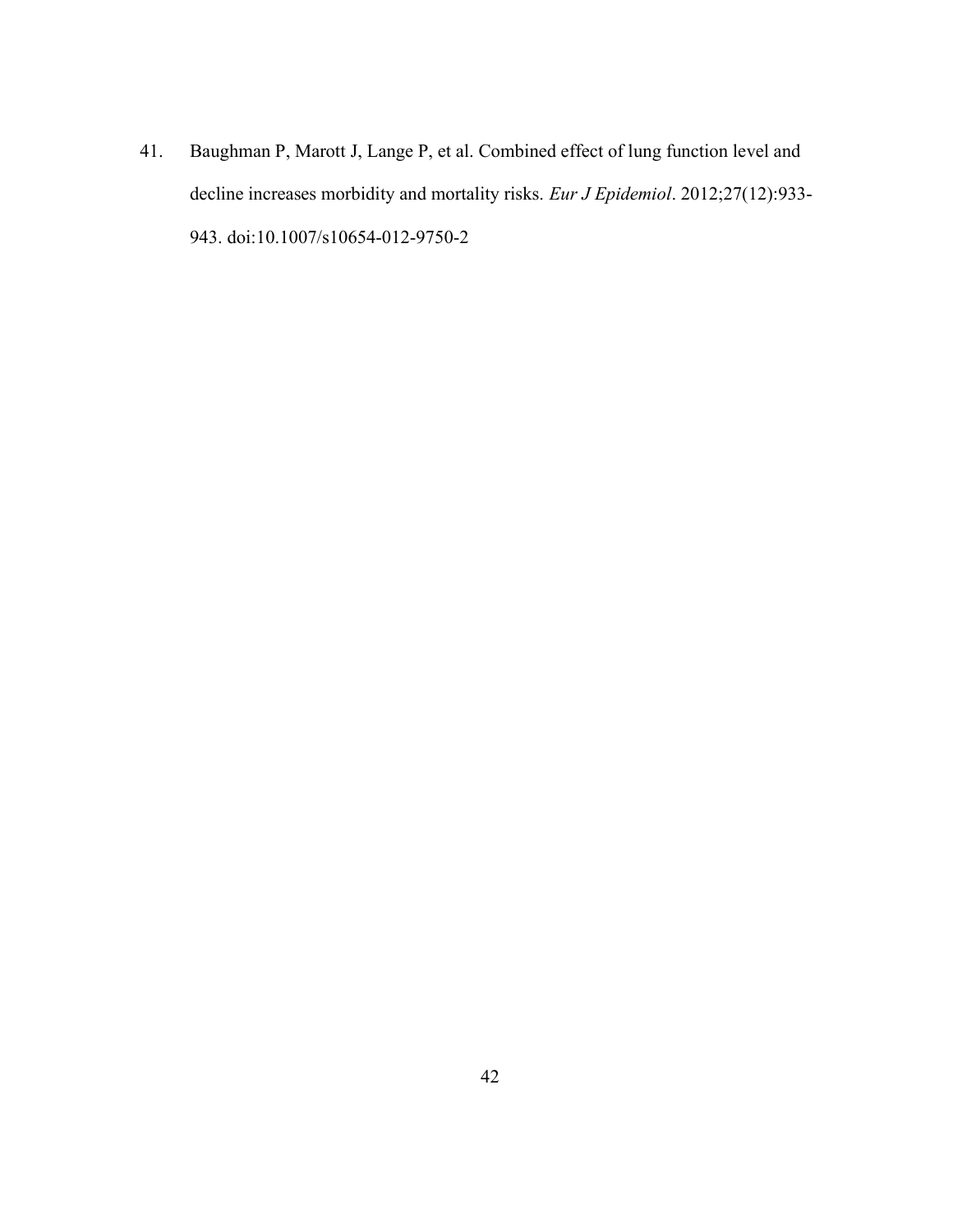41. Baughman P, Marott J, Lange P, et al. Combined effect of lung function level and decline increases morbidity and mortality risks. *Eur J Epidemiol*. 2012;27(12):933-943. doi:10.1007/s10654-012-9750-2